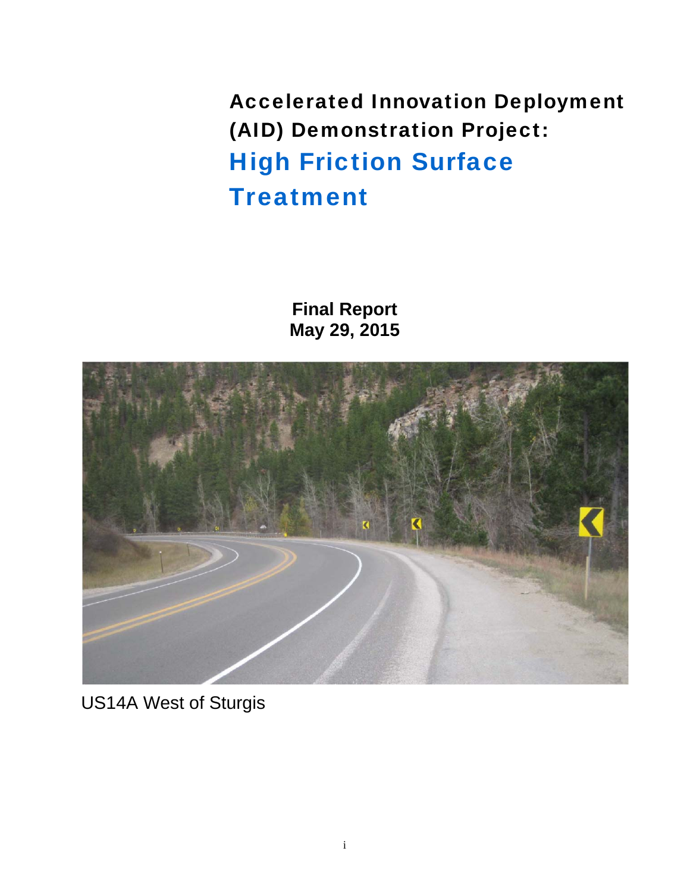# Accelerated Innovation Deployment (AID) Demonstration Project:

# High Friction Surface Treatment

**Final Report**
**May 29, 2015**

US14A West of Sturgis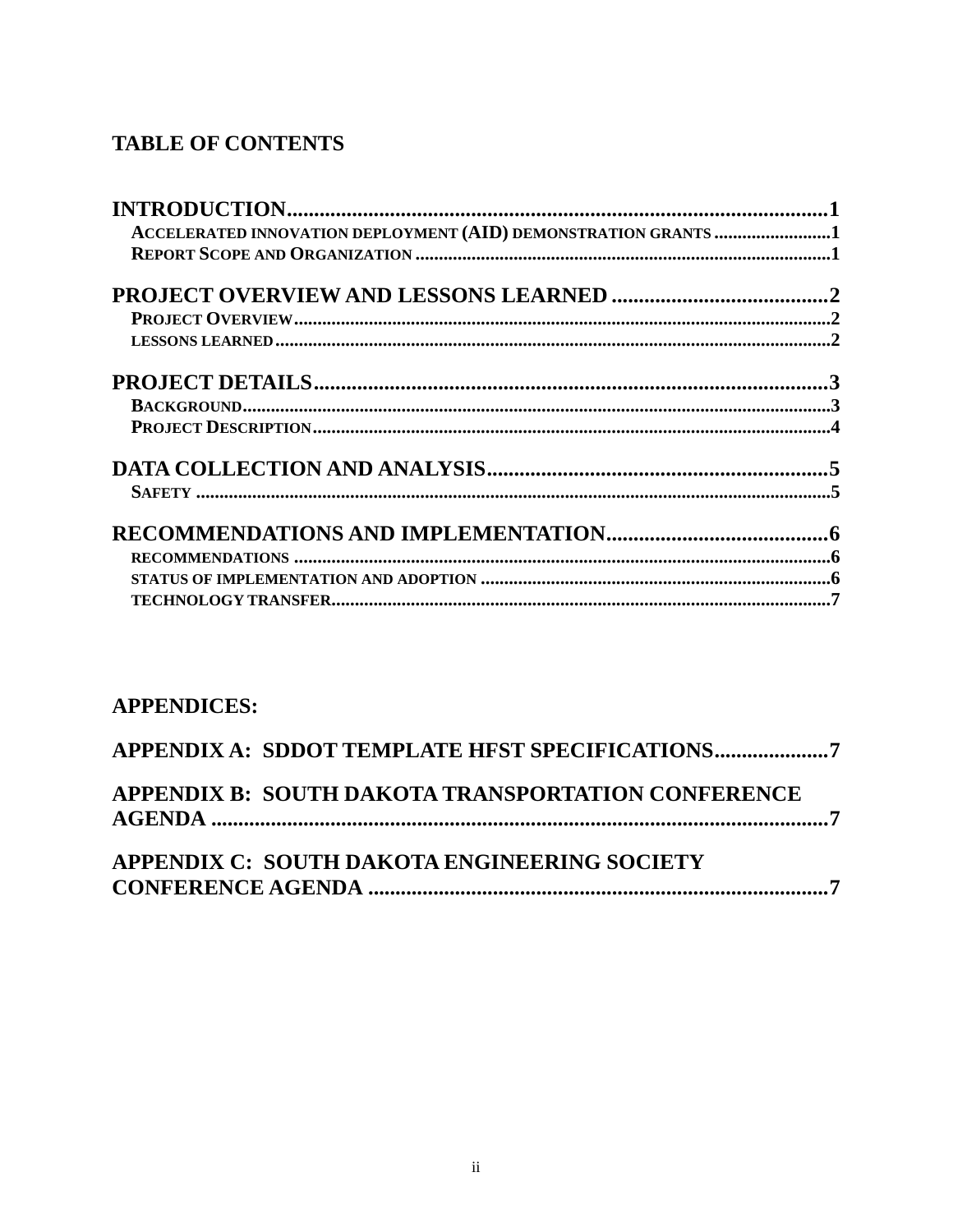## TABLE OF CONTENTS

**INTRODUCTION** .......... 1
- ACCELERATED INNOVATION DEPLOYMENT (AID) DEMONSTRATION GRANTS .......... 1
- REPORT SCOPE AND ORGANIZATION .......... 1

**PROJECT OVERVIEW AND LESSONS LEARNED** .......... 2
- PROJECT OVERVIEW .......... 2
- LESSONS LEARNED .......... 2

**PROJECT DETAILS** .......... 3
- BACKGROUND .......... 3
- PROJECT DESCRIPTION .......... 4

**DATA COLLECTION AND ANALYSIS** .......... 5
- SAFETY .......... 5

**RECOMMENDATIONS AND IMPLEMENTATION** .......... 6
- RECOMMENDATIONS .......... 6
- STATUS OF IMPLEMENTATION AND ADOPTION .......... 6
- TECHNOLOGY TRANSFER .......... 7

## APPENDICES:

**APPENDIX A: SDDOT TEMPLATE HFST SPECIFICATIONS** .......... 7

**APPENDIX B: SOUTH DAKOTA TRANSPORTATION CONFERENCE AGENDA** .......... 7

**APPENDIX C: SOUTH DAKOTA ENGINEERING SOCIETY CONFERENCE AGENDA** .......... 7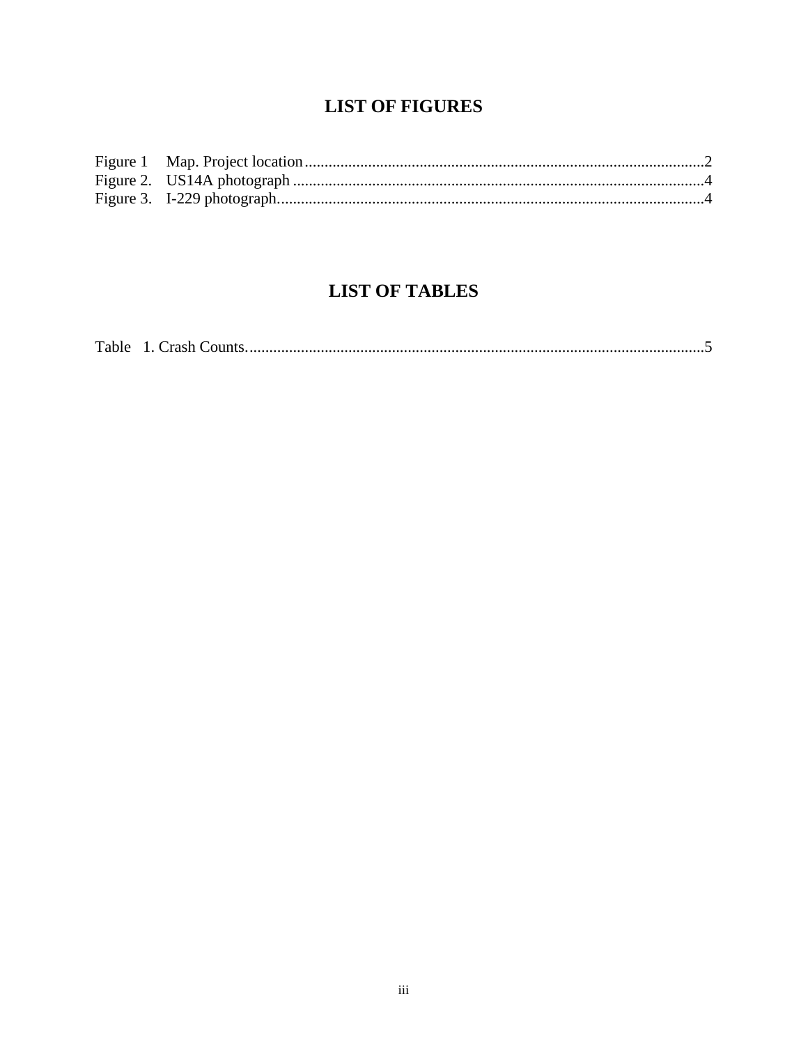# LIST OF FIGURES

Figure 1 Map. Project location ..................................................................................................2
Figure 2. US14A photograph .....................................................................................................4
Figure 3. I-229 photograph.........................................................................................................4

# LIST OF TABLES

Table 1. Crash Counts. ...............................................................................................................5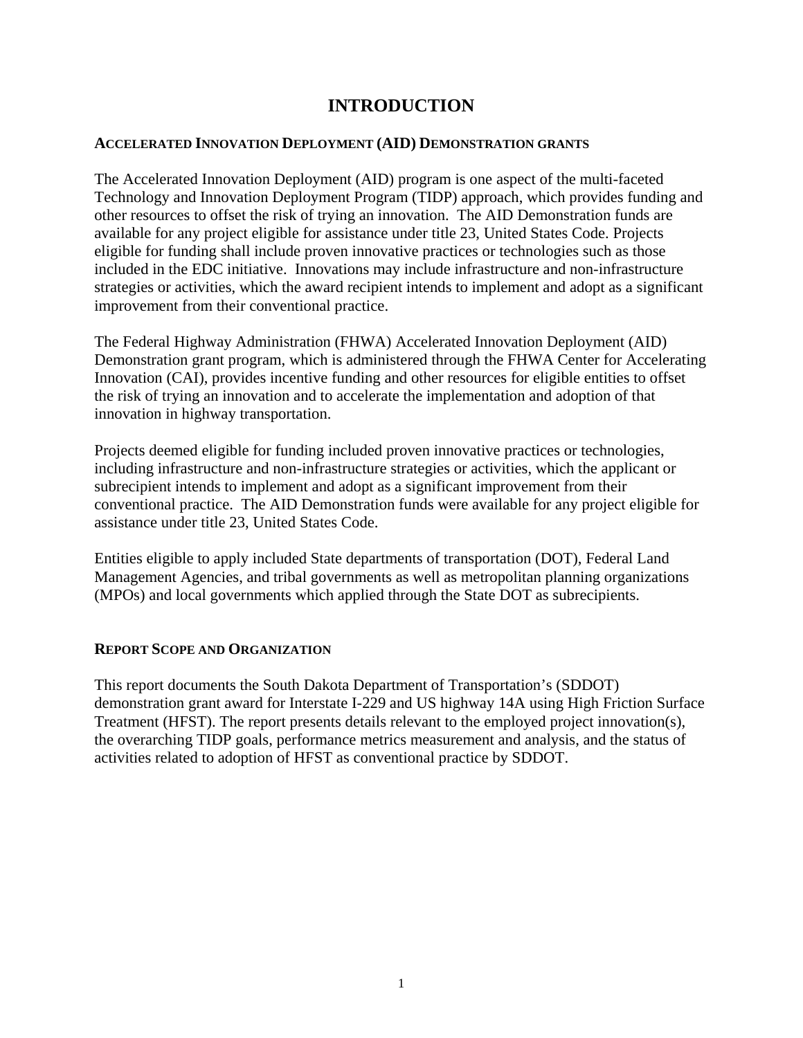# INTRODUCTION

## ACCELERATED INNOVATION DEPLOYMENT (AID) DEMONSTRATION GRANTS

The Accelerated Innovation Deployment (AID) program is one aspect of the multi-faceted Technology and Innovation Deployment Program (TIDP) approach, which provides funding and other resources to offset the risk of trying an innovation. The AID Demonstration funds are available for any project eligible for assistance under title 23, United States Code. Projects eligible for funding shall include proven innovative practices or technologies such as those included in the EDC initiative. Innovations may include infrastructure and non-infrastructure strategies or activities, which the award recipient intends to implement and adopt as a significant improvement from their conventional practice.

The Federal Highway Administration (FHWA) Accelerated Innovation Deployment (AID) Demonstration grant program, which is administered through the FHWA Center for Accelerating Innovation (CAI), provides incentive funding and other resources for eligible entities to offset the risk of trying an innovation and to accelerate the implementation and adoption of that innovation in highway transportation.

Projects deemed eligible for funding included proven innovative practices or technologies, including infrastructure and non-infrastructure strategies or activities, which the applicant or subrecipient intends to implement and adopt as a significant improvement from their conventional practice. The AID Demonstration funds were available for any project eligible for assistance under title 23, United States Code.

Entities eligible to apply included State departments of transportation (DOT), Federal Land Management Agencies, and tribal governments as well as metropolitan planning organizations (MPOs) and local governments which applied through the State DOT as subrecipients.

## REPORT SCOPE AND ORGANIZATION

This report documents the South Dakota Department of Transportation's (SDDOT) demonstration grant award for Interstate I-229 and US highway 14A using High Friction Surface Treatment (HFST). The report presents details relevant to the employed project innovation(s), the overarching TIDP goals, performance metrics measurement and analysis, and the status of activities related to adoption of HFST as conventional practice by SDDOT.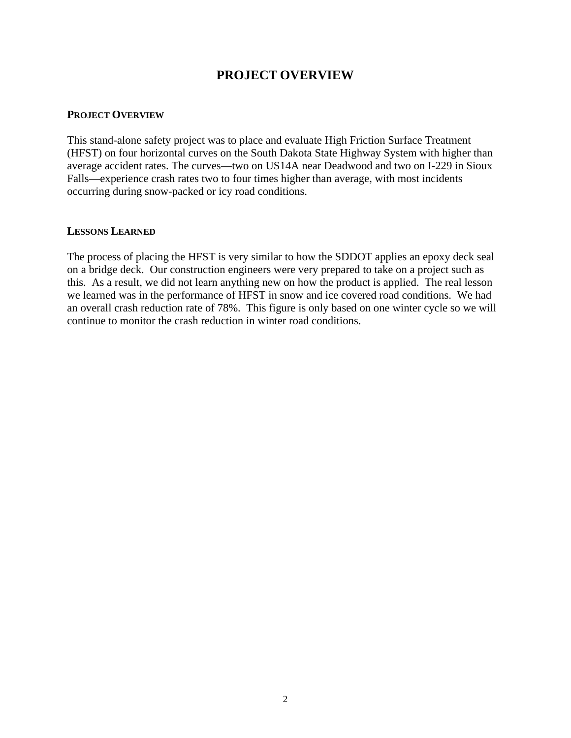# PROJECT OVERVIEW

## PROJECT OVERVIEW

This stand-alone safety project was to place and evaluate High Friction Surface Treatment (HFST) on four horizontal curves on the South Dakota State Highway System with higher than average accident rates. The curves—two on US14A near Deadwood and two on I-229 in Sioux Falls—experience crash rates two to four times higher than average, with most incidents occurring during snow-packed or icy road conditions.

## LESSONS LEARNED

The process of placing the HFST is very similar to how the SDDOT applies an epoxy deck seal on a bridge deck. Our construction engineers were very prepared to take on a project such as this. As a result, we did not learn anything new on how the product is applied. The real lesson we learned was in the performance of HFST in snow and ice covered road conditions. We had an overall crash reduction rate of 78%. This figure is only based on one winter cycle so we will continue to monitor the crash reduction in winter road conditions.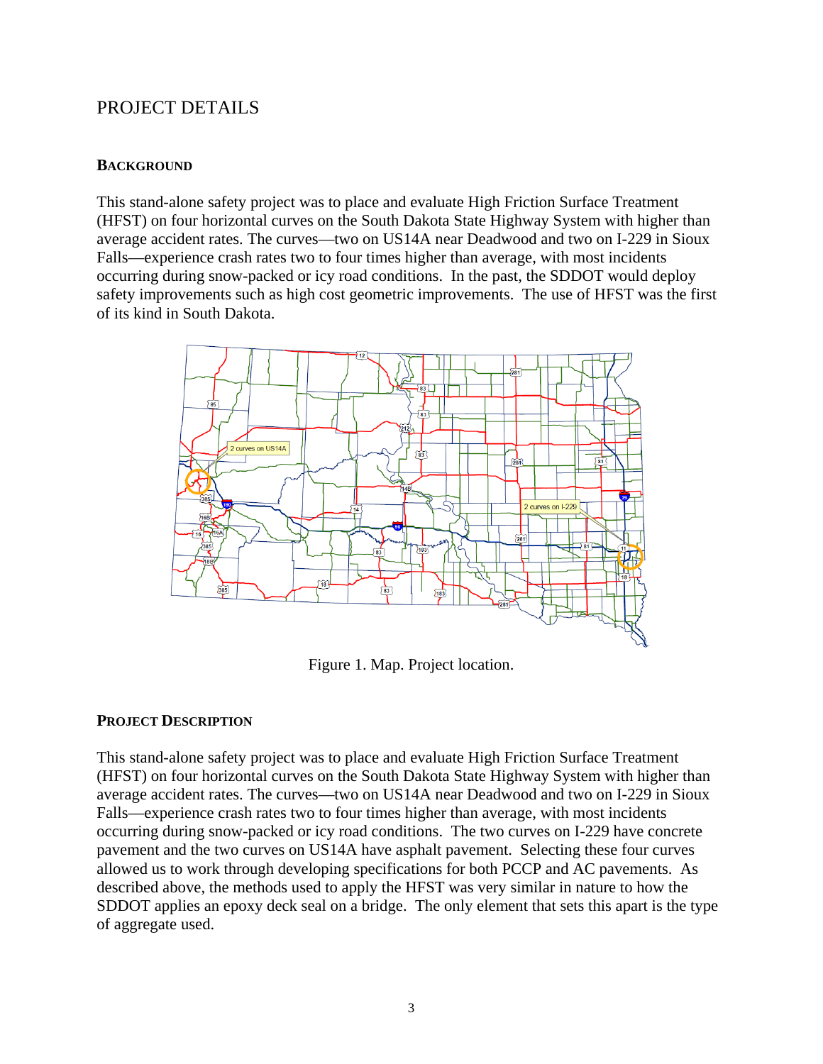## PROJECT DETAILS

### BACKGROUND

This stand-alone safety project was to place and evaluate High Friction Surface Treatment (HFST) on four horizontal curves on the South Dakota State Highway System with higher than average accident rates. The curves—two on US14A near Deadwood and two on I-229 in Sioux Falls—experience crash rates two to four times higher than average, with most incidents occurring during snow-packed or icy road conditions. In the past, the SDDOT would deploy safety improvements such as high cost geometric improvements. The use of HFST was the first of its kind in South Dakota.

Figure 1. Map. Project location.

### PROJECT DESCRIPTION

This stand-alone safety project was to place and evaluate High Friction Surface Treatment (HFST) on four horizontal curves on the South Dakota State Highway System with higher than average accident rates. The curves—two on US14A near Deadwood and two on I-229 in Sioux Falls—experience crash rates two to four times higher than average, with most incidents occurring during snow-packed or icy road conditions. The two curves on I-229 have concrete pavement and the two curves on US14A have asphalt pavement. Selecting these four curves allowed us to work through developing specifications for both PCCP and AC pavements. As described above, the methods used to apply the HFST was very similar in nature to how the SDDOT applies an epoxy deck seal on a bridge. The only element that sets this apart is the type of aggregate used.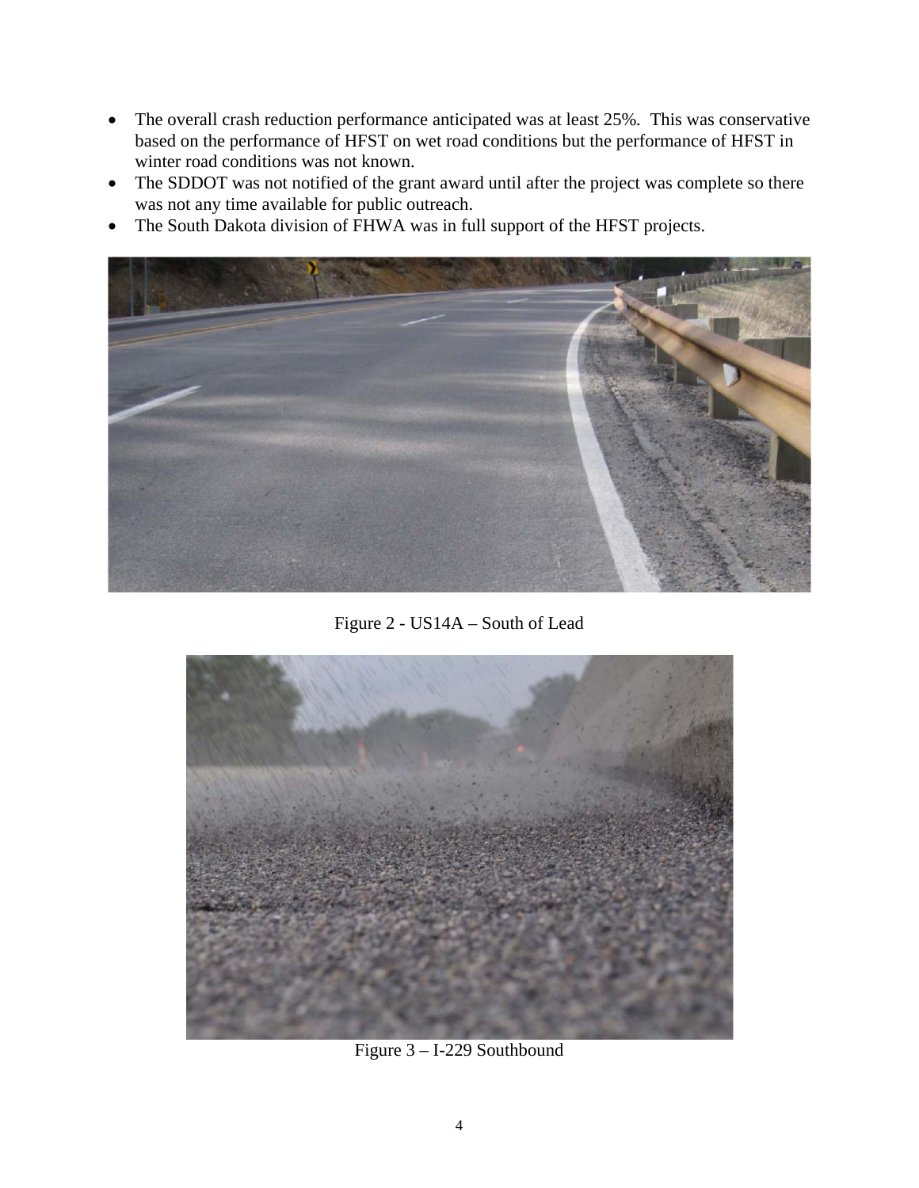- The overall crash reduction performance anticipated was at least 25%. This was conservative based on the performance of HFST on wet road conditions but the performance of HFST in winter road conditions was not known.
- The SDDOT was not notified of the grant award until after the project was complete so there was not any time available for public outreach.
- The South Dakota division of FHWA was in full support of the HFST projects.

Figure 2 - US14A – South of Lead

Figure 3 – I-229 Southbound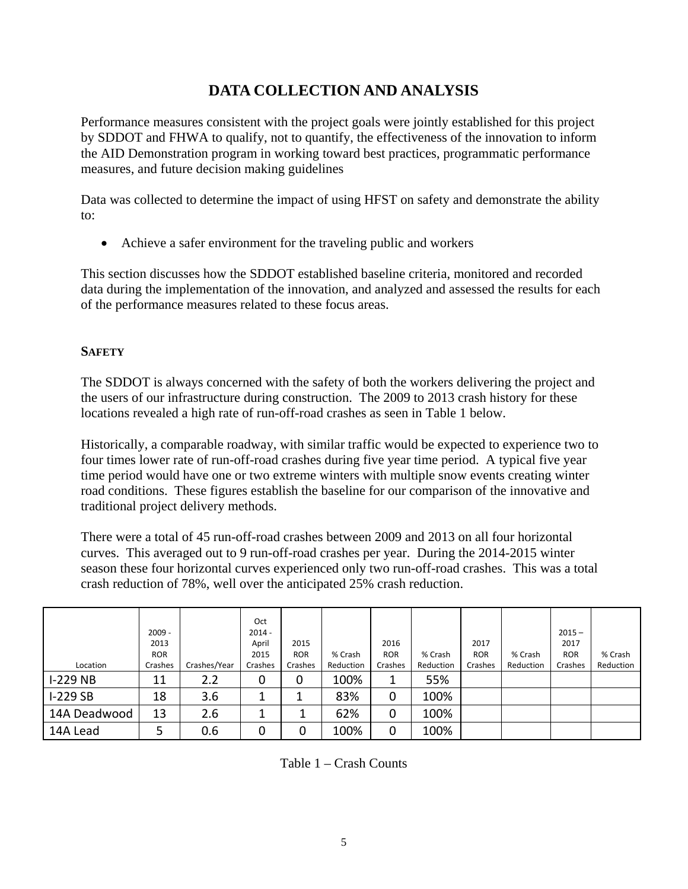# DATA COLLECTION AND ANALYSIS

Performance measures consistent with the project goals were jointly established for this project by SDDOT and FHWA to qualify, not to quantify, the effectiveness of the innovation to inform the AID Demonstration program in working toward best practices, programmatic performance measures, and future decision making guidelines

Data was collected to determine the impact of using HFST on safety and demonstrate the ability to:

- Achieve a safer environment for the traveling public and workers

This section discusses how the SDDOT established baseline criteria, monitored and recorded data during the implementation of the innovation, and analyzed and assessed the results for each of the performance measures related to these focus areas.

## SAFETY

The SDDOT is always concerned with the safety of both the workers delivering the project and the users of our infrastructure during construction. The 2009 to 2013 crash history for these locations revealed a high rate of run-off-road crashes as seen in Table 1 below.

Historically, a comparable roadway, with similar traffic would be expected to experience two to four times lower rate of run-off-road crashes during five year time period. A typical five year time period would have one or two extreme winters with multiple snow events creating winter road conditions. These figures establish the baseline for our comparison of the innovative and traditional project delivery methods.

There were a total of 45 run-off-road crashes between 2009 and 2013 on all four horizontal curves. This averaged out to 9 run-off-road crashes per year. During the 2014-2015 winter season these four horizontal curves experienced only two run-off-road crashes. This was a total crash reduction of 78%, well over the anticipated 25% crash reduction.

| Location | 2009 - 2013 ROR Crashes | Crashes/Year | Oct 2014 - April 2015 Crashes | 2015 ROR Crashes | % Crash Reduction | 2016 ROR Crashes | % Crash Reduction | 2017 ROR Crashes | % Crash Reduction | 2015 – 2017 ROR Crashes | % Crash Reduction |
|---|---|---|---|---|---|---|---|---|---|---|---|
| I-229 NB | 11 | 2.2 | 0 | 0 | 100% | 1 | 55% | | | | |
| I-229 SB | 18 | 3.6 | 1 | 1 | 83% | 0 | 100% | | | | |
| 14A Deadwood | 13 | 2.6 | 1 | 1 | 62% | 0 | 100% | | | | |
| 14A Lead | 5 | 0.6 | 0 | 0 | 100% | 0 | 100% | | | | |

Table 1 – Crash Counts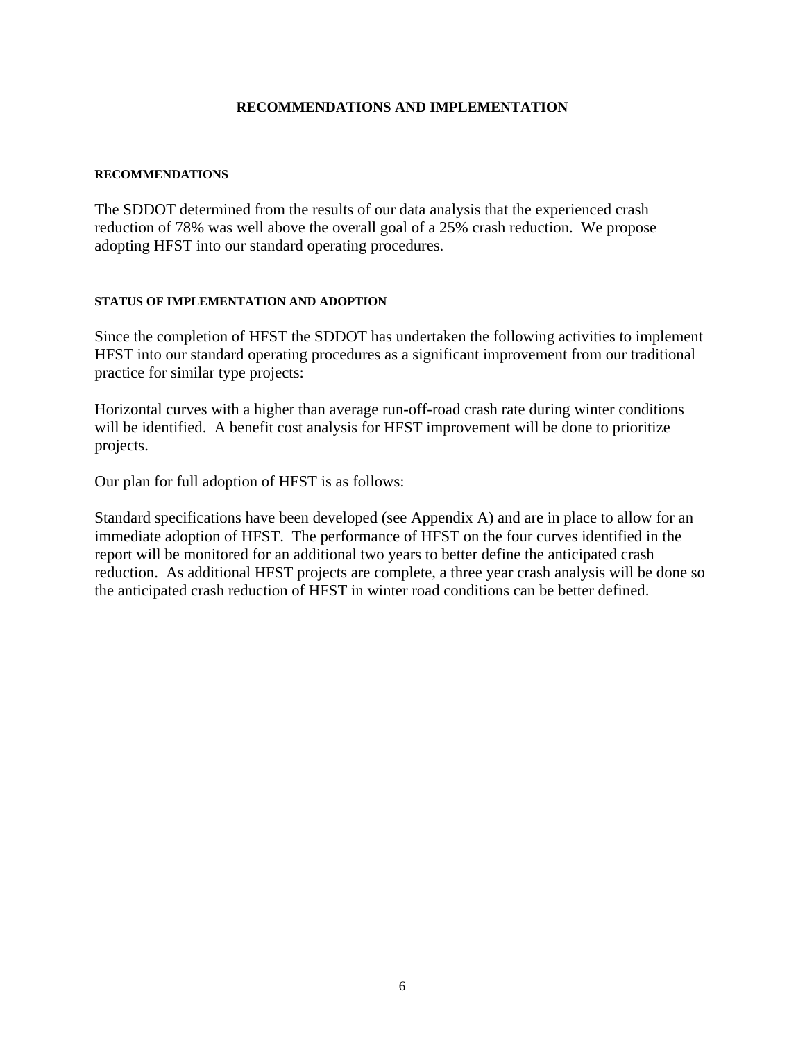# RECOMMENDATIONS AND IMPLEMENTATION

## RECOMMENDATIONS

The SDDOT determined from the results of our data analysis that the experienced crash reduction of 78% was well above the overall goal of a 25% crash reduction. We propose adopting HFST into our standard operating procedures.

## STATUS OF IMPLEMENTATION AND ADOPTION

Since the completion of HFST the SDDOT has undertaken the following activities to implement HFST into our standard operating procedures as a significant improvement from our traditional practice for similar type projects:

Horizontal curves with a higher than average run-off-road crash rate during winter conditions will be identified. A benefit cost analysis for HFST improvement will be done to prioritize projects.

Our plan for full adoption of HFST is as follows:

Standard specifications have been developed (see Appendix A) and are in place to allow for an immediate adoption of HFST. The performance of HFST on the four curves identified in the report will be monitored for an additional two years to better define the anticipated crash reduction. As additional HFST projects are complete, a three year crash analysis will be done so the anticipated crash reduction of HFST in winter road conditions can be better defined.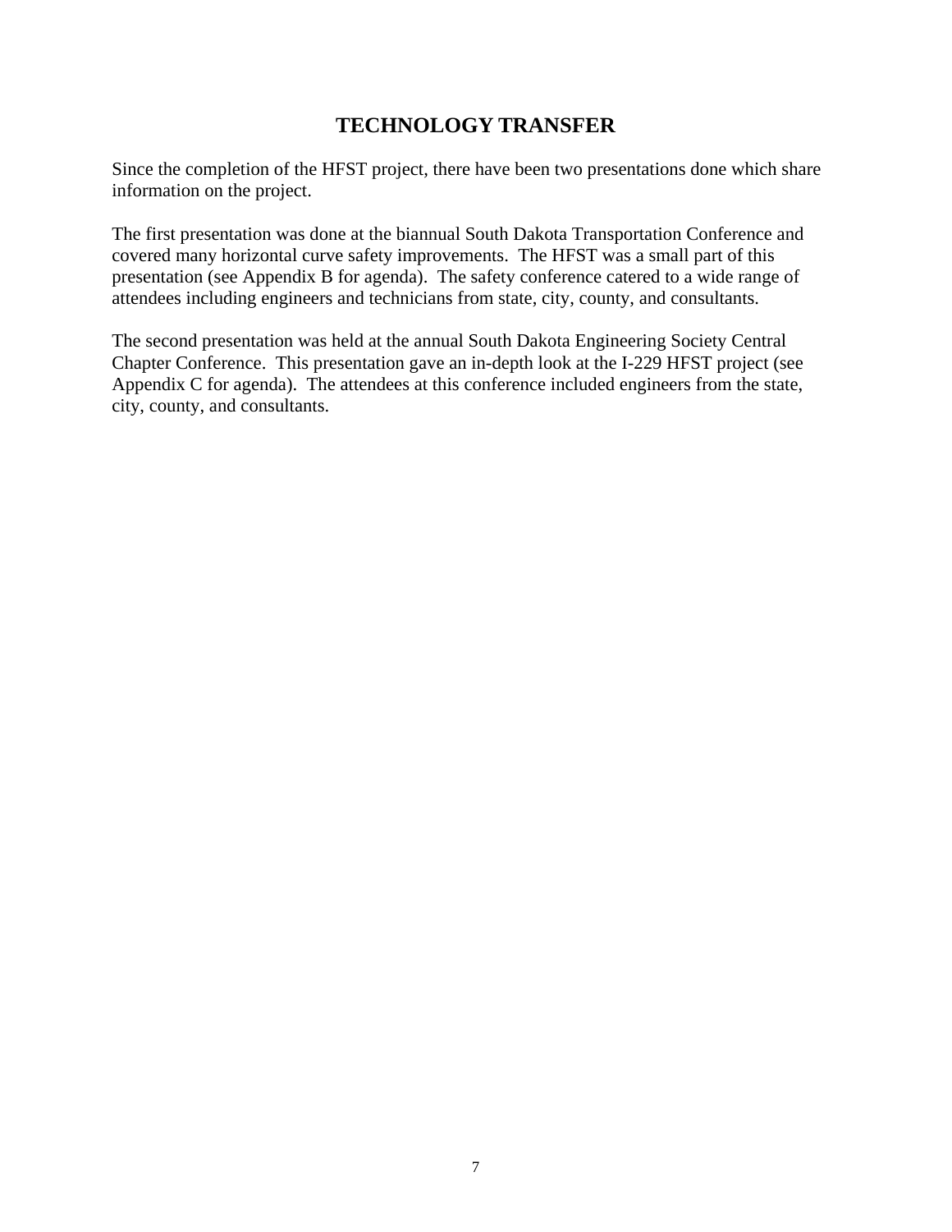# TECHNOLOGY TRANSFER

Since the completion of the HFST project, there have been two presentations done which share information on the project.

The first presentation was done at the biannual South Dakota Transportation Conference and covered many horizontal curve safety improvements. The HFST was a small part of this presentation (see Appendix B for agenda). The safety conference catered to a wide range of attendees including engineers and technicians from state, city, county, and consultants.

The second presentation was held at the annual South Dakota Engineering Society Central Chapter Conference. This presentation gave an in-depth look at the I-229 HFST project (see Appendix C for agenda). The attendees at this conference included engineers from the state, city, county, and consultants.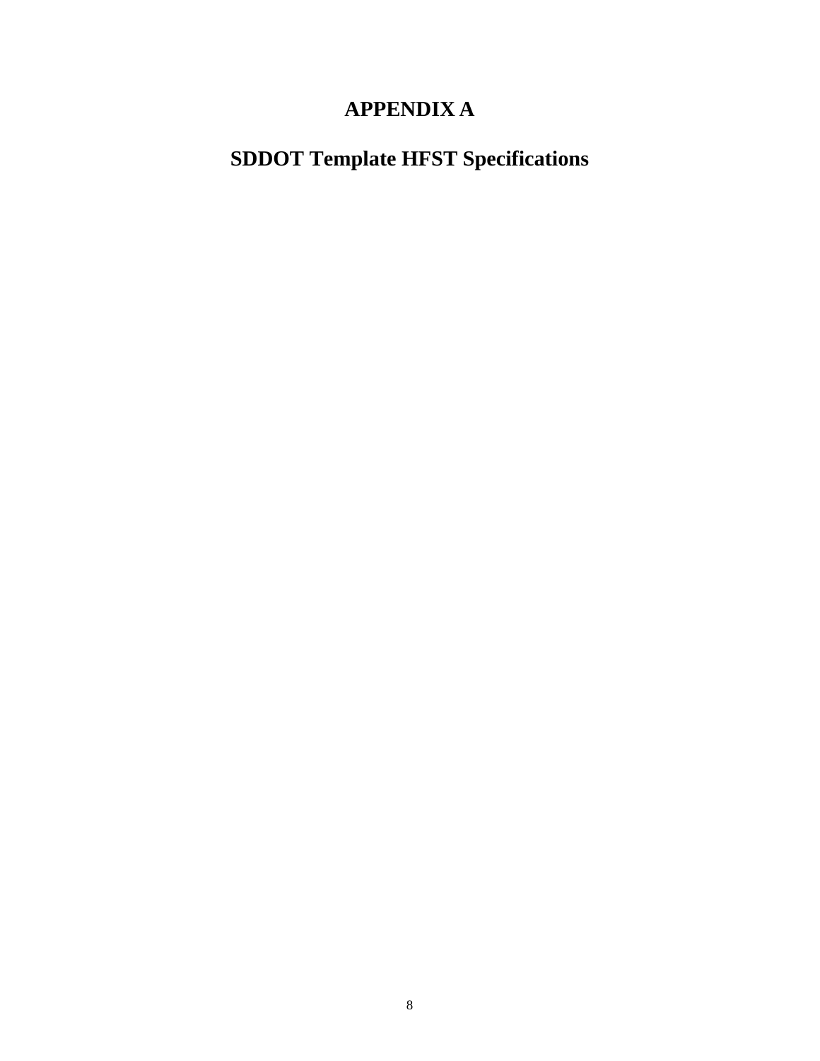# APPENDIX A

# SDDOT Template HFST Specifications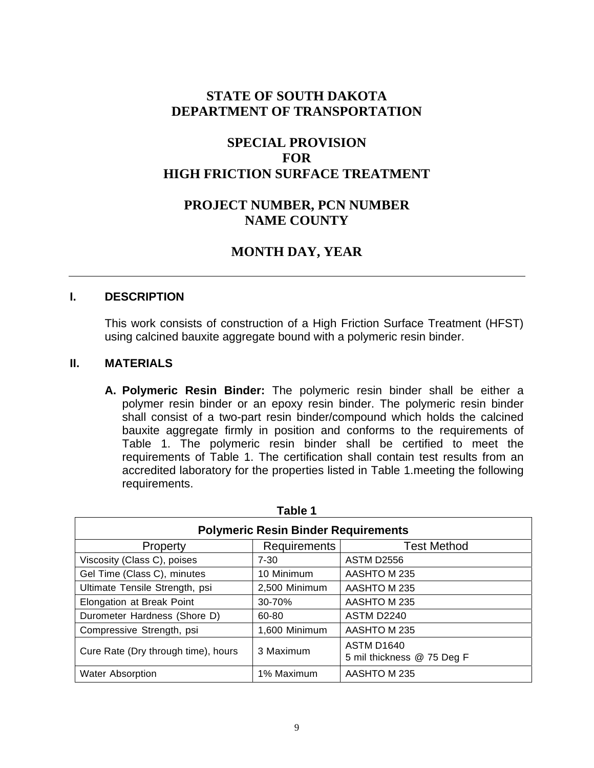# STATE OF SOUTH DAKOTA
# DEPARTMENT OF TRANSPORTATION

# SPECIAL PROVISION
# FOR
# HIGH FRICTION SURFACE TREATMENT

## PROJECT NUMBER, PCN NUMBER
## NAME COUNTY

## MONTH DAY, YEAR

---

## I. DESCRIPTION

This work consists of construction of a High Friction Surface Treatment (HFST) using calcined bauxite aggregate bound with a polymeric resin binder.

## II. MATERIALS

**A. Polymeric Resin Binder:** The polymeric resin binder shall be either a polymer resin binder or an epoxy resin binder. The polymeric resin binder shall consist of a two-part resin binder/compound which holds the calcined bauxite aggregate firmly in position and conforms to the requirements of Table 1. The polymeric resin binder shall be certified to meet the requirements of Table 1. The certification shall contain test results from an accredited laboratory for the properties listed in Table 1.meeting the following requirements.

**Table 1**

| **Polymeric Resin Binder Requirements** | | |
|---|---|---|
| Property | Requirements | Test Method |
| Viscosity (Class C), poises | 7-30 | ASTM D2556 |
| Gel Time (Class C), minutes | 10 Minimum | AASHTO M 235 |
| Ultimate Tensile Strength, psi | 2,500 Minimum | AASHTO M 235 |
| Elongation at Break Point | 30-70% | AASHTO M 235 |
| Durometer Hardness (Shore D) | 60-80 | ASTM D2240 |
| Compressive Strength, psi | 1,600 Minimum | AASHTO M 235 |
| Cure Rate (Dry through time), hours | 3 Maximum | ASTM D1640<br>5 mil thickness @ 75 Deg F |
| Water Absorption | 1% Maximum | AASHTO M 235 |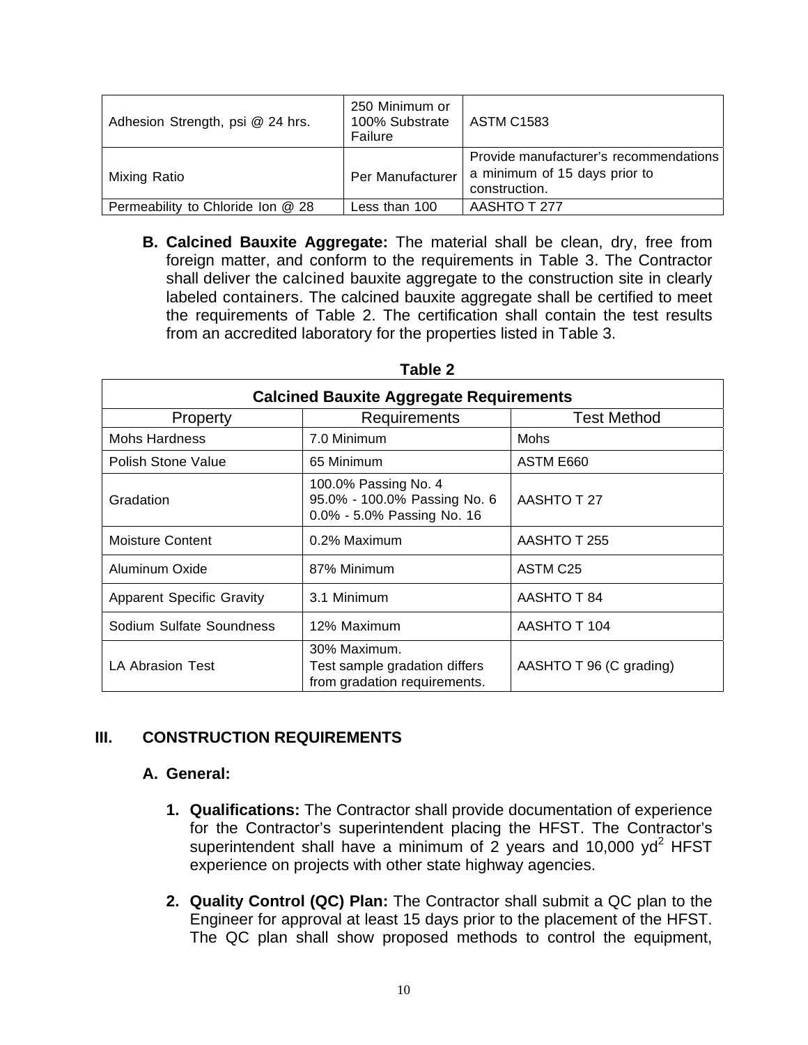| | | |
|---|---|---|
| Adhesion Strength, psi @ 24 hrs. | 250 Minimum or 100% Substrate Failure | ASTM C1583 |
| Mixing Ratio | Per Manufacturer | Provide manufacturer's recommendations a minimum of 15 days prior to construction. |
| Permeability to Chloride Ion @ 28 | Less than 100 | AASHTO T 277 |

**B. Calcined Bauxite Aggregate:** The material shall be clean, dry, free from foreign matter, and conform to the requirements in Table 3. The Contractor shall deliver the calcined bauxite aggregate to the construction site in clearly labeled containers. The calcined bauxite aggregate shall be certified to meet the requirements of Table 2. The certification shall contain the test results from an accredited laboratory for the properties listed in Table 3.

**Table 2**

**Calcined Bauxite Aggregate Requirements**

| Property | Requirements | Test Method |
|---|---|---|
| Mohs Hardness | 7.0 Minimum | Mohs |
| Polish Stone Value | 65 Minimum | ASTM E660 |
| Gradation | 100.0% Passing No. 4<br>95.0% - 100.0% Passing No. 6<br>0.0% - 5.0% Passing No. 16 | AASHTO T 27 |
| Moisture Content | 0.2% Maximum | AASHTO T 255 |
| Aluminum Oxide | 87% Minimum | ASTM C25 |
| Apparent Specific Gravity | 3.1 Minimum | AASHTO T 84 |
| Sodium Sulfate Soundness | 12% Maximum | AASHTO T 104 |
| LA Abrasion Test | 30% Maximum.<br>Test sample gradation differs from gradation requirements. | AASHTO T 96 (C grading) |

## III. CONSTRUCTION REQUIREMENTS

### A. General:

1. **Qualifications:** The Contractor shall provide documentation of experience for the Contractor's superintendent placing the HFST. The Contractor's superintendent shall have a minimum of 2 years and 10,000 $yd^2$ HFST experience on projects with other state highway agencies.

2. **Quality Control (QC) Plan:** The Contractor shall submit a QC plan to the Engineer for approval at least 15 days prior to the placement of the HFST. The QC plan shall show proposed methods to control the equipment,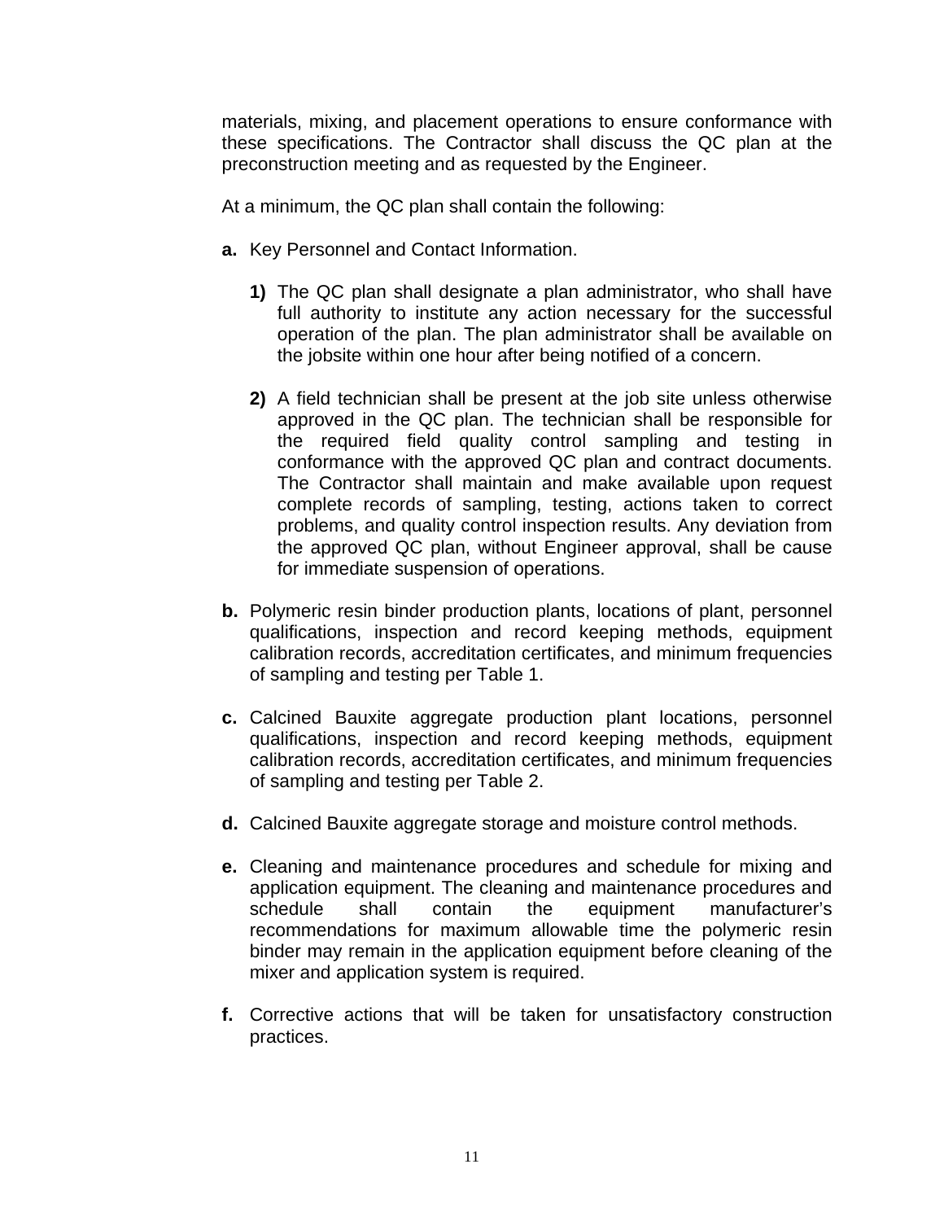materials, mixing, and placement operations to ensure conformance with these specifications. The Contractor shall discuss the QC plan at the preconstruction meeting and as requested by the Engineer.

At a minimum, the QC plan shall contain the following:

**a.** Key Personnel and Contact Information.

  **1)** The QC plan shall designate a plan administrator, who shall have full authority to institute any action necessary for the successful operation of the plan. The plan administrator shall be available on the jobsite within one hour after being notified of a concern.

  **2)** A field technician shall be present at the job site unless otherwise approved in the QC plan. The technician shall be responsible for the required field quality control sampling and testing in conformance with the approved QC plan and contract documents. The Contractor shall maintain and make available upon request complete records of sampling, testing, actions taken to correct problems, and quality control inspection results. Any deviation from the approved QC plan, without Engineer approval, shall be cause for immediate suspension of operations.

**b.** Polymeric resin binder production plants, locations of plant, personnel qualifications, inspection and record keeping methods, equipment calibration records, accreditation certificates, and minimum frequencies of sampling and testing per Table 1.

**c.** Calcined Bauxite aggregate production plant locations, personnel qualifications, inspection and record keeping methods, equipment calibration records, accreditation certificates, and minimum frequencies of sampling and testing per Table 2.

**d.** Calcined Bauxite aggregate storage and moisture control methods.

**e.** Cleaning and maintenance procedures and schedule for mixing and application equipment. The cleaning and maintenance procedures and schedule shall contain the equipment manufacturer's recommendations for maximum allowable time the polymeric resin binder may remain in the application equipment before cleaning of the mixer and application system is required.

**f.** Corrective actions that will be taken for unsatisfactory construction practices.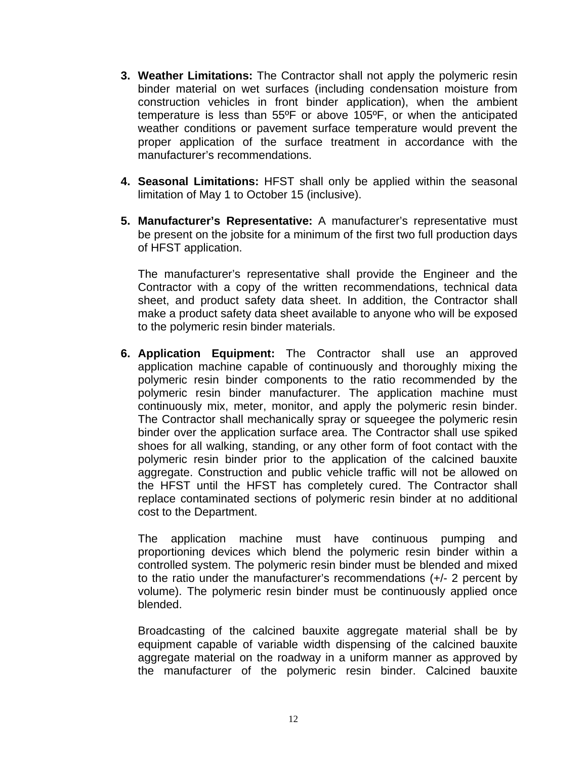3. **Weather Limitations:** The Contractor shall not apply the polymeric resin binder material on wet surfaces (including condensation moisture from construction vehicles in front binder application), when the ambient temperature is less than 55ºF or above 105ºF, or when the anticipated weather conditions or pavement surface temperature would prevent the proper application of the surface treatment in accordance with the manufacturer's recommendations.

4. **Seasonal Limitations:** HFST shall only be applied within the seasonal limitation of May 1 to October 15 (inclusive).

5. **Manufacturer's Representative:** A manufacturer's representative must be present on the jobsite for a minimum of the first two full production days of HFST application.

   The manufacturer's representative shall provide the Engineer and the Contractor with a copy of the written recommendations, technical data sheet, and product safety data sheet. In addition, the Contractor shall make a product safety data sheet available to anyone who will be exposed to the polymeric resin binder materials.

6. **Application Equipment:** The Contractor shall use an approved application machine capable of continuously and thoroughly mixing the polymeric resin binder components to the ratio recommended by the polymeric resin binder manufacturer. The application machine must continuously mix, meter, monitor, and apply the polymeric resin binder. The Contractor shall mechanically spray or squeegee the polymeric resin binder over the application surface area. The Contractor shall use spiked shoes for all walking, standing, or any other form of foot contact with the polymeric resin binder prior to the application of the calcined bauxite aggregate. Construction and public vehicle traffic will not be allowed on the HFST until the HFST has completely cured. The Contractor shall replace contaminated sections of polymeric resin binder at no additional cost to the Department.

   The application machine must have continuous pumping and proportioning devices which blend the polymeric resin binder within a controlled system. The polymeric resin binder must be blended and mixed to the ratio under the manufacturer's recommendations (+/- 2 percent by volume). The polymeric resin binder must be continuously applied once blended.

   Broadcasting of the calcined bauxite aggregate material shall be by equipment capable of variable width dispensing of the calcined bauxite aggregate material on the roadway in a uniform manner as approved by the manufacturer of the polymeric resin binder. Calcined bauxite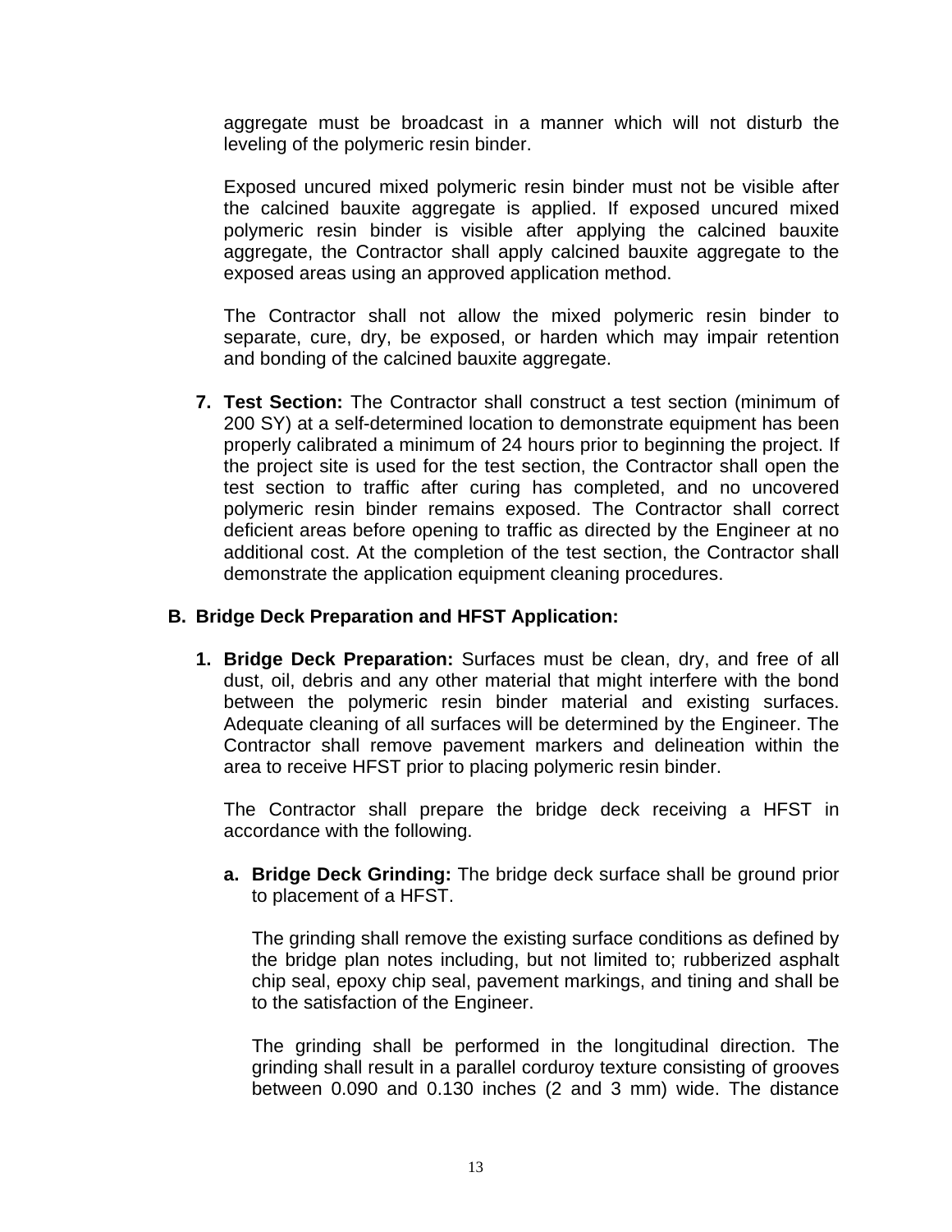aggregate must be broadcast in a manner which will not disturb the leveling of the polymeric resin binder.

Exposed uncured mixed polymeric resin binder must not be visible after the calcined bauxite aggregate is applied. If exposed uncured mixed polymeric resin binder is visible after applying the calcined bauxite aggregate, the Contractor shall apply calcined bauxite aggregate to the exposed areas using an approved application method.

The Contractor shall not allow the mixed polymeric resin binder to separate, cure, dry, be exposed, or harden which may impair retention and bonding of the calcined bauxite aggregate.

7. **Test Section:** The Contractor shall construct a test section (minimum of 200 SY) at a self-determined location to demonstrate equipment has been properly calibrated a minimum of 24 hours prior to beginning the project. If the project site is used for the test section, the Contractor shall open the test section to traffic after curing has completed, and no uncovered polymeric resin binder remains exposed. The Contractor shall correct deficient areas before opening to traffic as directed by the Engineer at no additional cost. At the completion of the test section, the Contractor shall demonstrate the application equipment cleaning procedures.

**B. Bridge Deck Preparation and HFST Application:**

1. **Bridge Deck Preparation:** Surfaces must be clean, dry, and free of all dust, oil, debris and any other material that might interfere with the bond between the polymeric resin binder material and existing surfaces. Adequate cleaning of all surfaces will be determined by the Engineer. The Contractor shall remove pavement markers and delineation within the area to receive HFST prior to placing polymeric resin binder.

   The Contractor shall prepare the bridge deck receiving a HFST in accordance with the following.

   a. **Bridge Deck Grinding:** The bridge deck surface shall be ground prior to placement of a HFST.

      The grinding shall remove the existing surface conditions as defined by the bridge plan notes including, but not limited to; rubberized asphalt chip seal, epoxy chip seal, pavement markings, and tining and shall be to the satisfaction of the Engineer.

      The grinding shall be performed in the longitudinal direction. The grinding shall result in a parallel corduroy texture consisting of grooves between 0.090 and 0.130 inches (2 and 3 mm) wide. The distance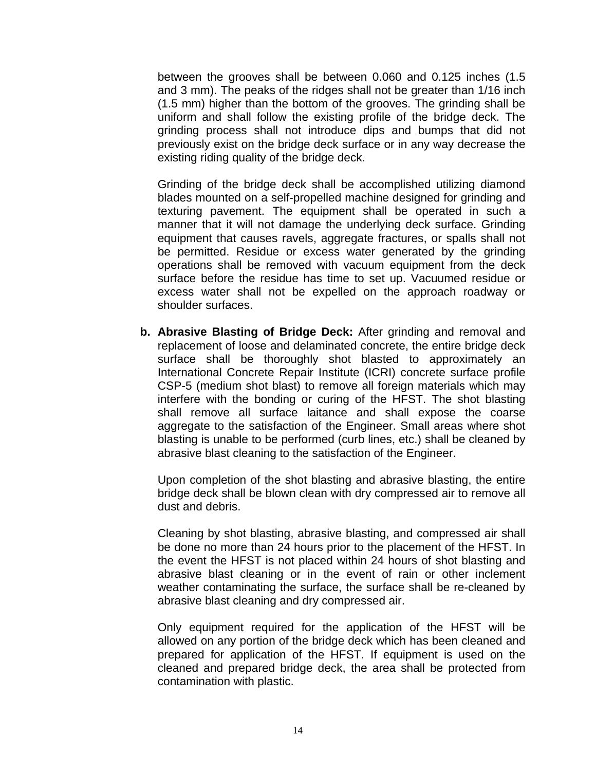between the grooves shall be between 0.060 and 0.125 inches (1.5 and 3 mm). The peaks of the ridges shall not be greater than 1/16 inch (1.5 mm) higher than the bottom of the grooves. The grinding shall be uniform and shall follow the existing profile of the bridge deck. The grinding process shall not introduce dips and bumps that did not previously exist on the bridge deck surface or in any way decrease the existing riding quality of the bridge deck.

Grinding of the bridge deck shall be accomplished utilizing diamond blades mounted on a self-propelled machine designed for grinding and texturing pavement. The equipment shall be operated in such a manner that it will not damage the underlying deck surface. Grinding equipment that causes ravels, aggregate fractures, or spalls shall not be permitted. Residue or excess water generated by the grinding operations shall be removed with vacuum equipment from the deck surface before the residue has time to set up. Vacuumed residue or excess water shall not be expelled on the approach roadway or shoulder surfaces.

**b. Abrasive Blasting of Bridge Deck:** After grinding and removal and replacement of loose and delaminated concrete, the entire bridge deck surface shall be thoroughly shot blasted to approximately an International Concrete Repair Institute (ICRI) concrete surface profile CSP-5 (medium shot blast) to remove all foreign materials which may interfere with the bonding or curing of the HFST. The shot blasting shall remove all surface laitance and shall expose the coarse aggregate to the satisfaction of the Engineer. Small areas where shot blasting is unable to be performed (curb lines, etc.) shall be cleaned by abrasive blast cleaning to the satisfaction of the Engineer.

Upon completion of the shot blasting and abrasive blasting, the entire bridge deck shall be blown clean with dry compressed air to remove all dust and debris.

Cleaning by shot blasting, abrasive blasting, and compressed air shall be done no more than 24 hours prior to the placement of the HFST. In the event the HFST is not placed within 24 hours of shot blasting and abrasive blast cleaning or in the event of rain or other inclement weather contaminating the surface, the surface shall be re-cleaned by abrasive blast cleaning and dry compressed air.

Only equipment required for the application of the HFST will be allowed on any portion of the bridge deck which has been cleaned and prepared for application of the HFST. If equipment is used on the cleaned and prepared bridge deck, the area shall be protected from contamination with plastic.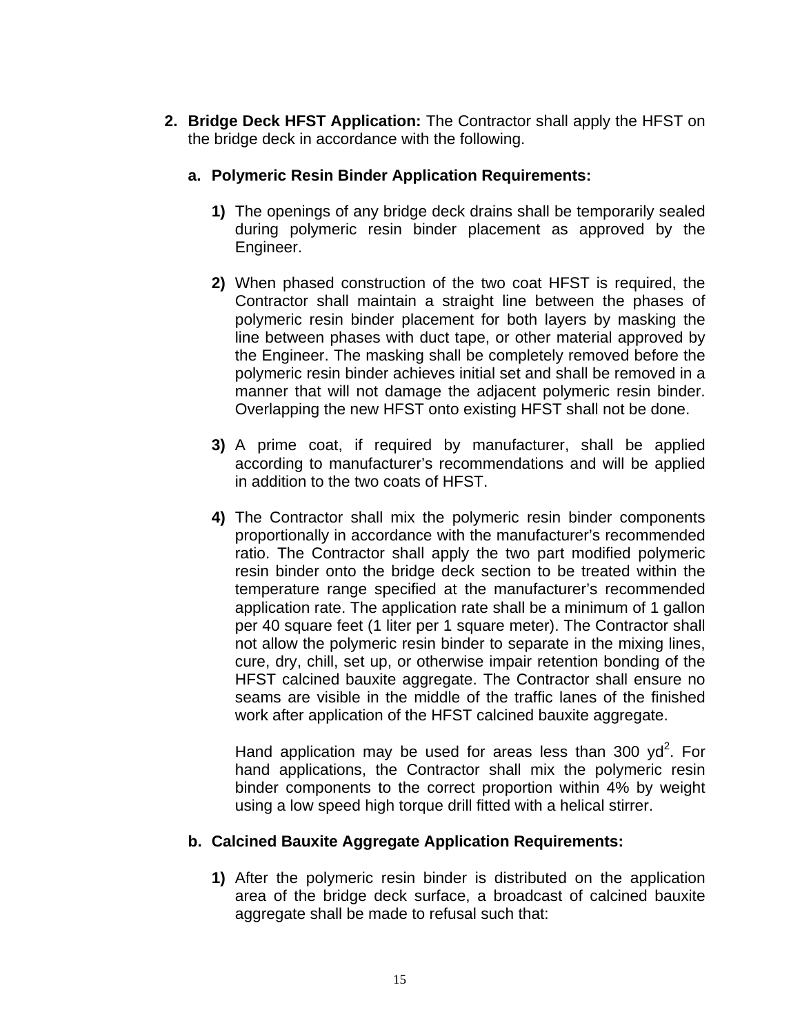2. **Bridge Deck HFST Application:** The Contractor shall apply the HFST on the bridge deck in accordance with the following.

   a. **Polymeric Resin Binder Application Requirements:**

      **1)** The openings of any bridge deck drains shall be temporarily sealed during polymeric resin binder placement as approved by the Engineer.

      **2)** When phased construction of the two coat HFST is required, the Contractor shall maintain a straight line between the phases of polymeric resin binder placement for both layers by masking the line between phases with duct tape, or other material approved by the Engineer. The masking shall be completely removed before the polymeric resin binder achieves initial set and shall be removed in a manner that will not damage the adjacent polymeric resin binder. Overlapping the new HFST onto existing HFST shall not be done.

      **3)** A prime coat, if required by manufacturer, shall be applied according to manufacturer's recommendations and will be applied in addition to the two coats of HFST.

      **4)** The Contractor shall mix the polymeric resin binder components proportionally in accordance with the manufacturer's recommended ratio. The Contractor shall apply the two part modified polymeric resin binder onto the bridge deck section to be treated within the temperature range specified at the manufacturer's recommended application rate. The application rate shall be a minimum of 1 gallon per 40 square feet (1 liter per 1 square meter). The Contractor shall not allow the polymeric resin binder to separate in the mixing lines, cure, dry, chill, set up, or otherwise impair retention bonding of the HFST calcined bauxite aggregate. The Contractor shall ensure no seams are visible in the middle of the traffic lanes of the finished work after application of the HFST calcined bauxite aggregate.

      Hand application may be used for areas less than 300 $yd^2$. For hand applications, the Contractor shall mix the polymeric resin binder components to the correct proportion within 4% by weight using a low speed high torque drill fitted with a helical stirrer.

   b. **Calcined Bauxite Aggregate Application Requirements:**

      **1)** After the polymeric resin binder is distributed on the application area of the bridge deck surface, a broadcast of calcined bauxite aggregate shall be made to refusal such that: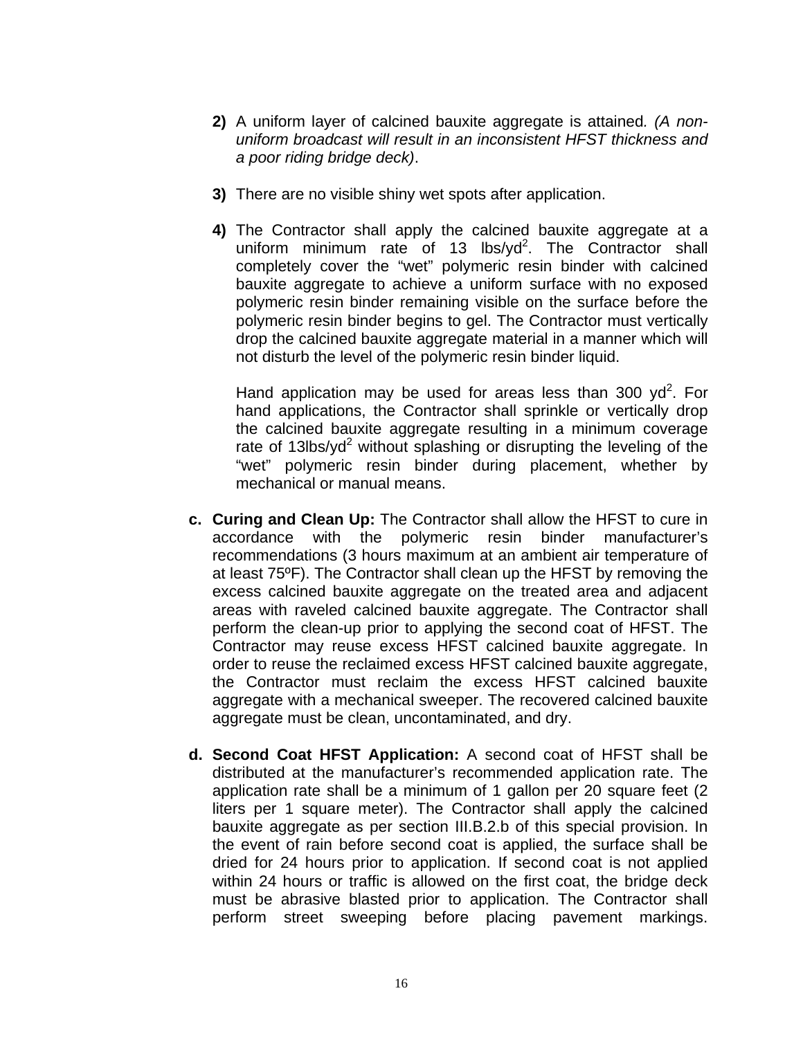2) A uniform layer of calcined bauxite aggregate is attained. *(A non-uniform broadcast will result in an inconsistent HFST thickness and a poor riding bridge deck)*.

3) There are no visible shiny wet spots after application.

4) The Contractor shall apply the calcined bauxite aggregate at a uniform minimum rate of 13 lbs/yd$^2$. The Contractor shall completely cover the "wet" polymeric resin binder with calcined bauxite aggregate to achieve a uniform surface with no exposed polymeric resin binder remaining visible on the surface before the polymeric resin binder begins to gel. The Contractor must vertically drop the calcined bauxite aggregate material in a manner which will not disturb the level of the polymeric resin binder liquid.

   Hand application may be used for areas less than 300 yd$^2$. For hand applications, the Contractor shall sprinkle or vertically drop the calcined bauxite aggregate resulting in a minimum coverage rate of 13lbs/yd$^2$ without splashing or disrupting the leveling of the "wet" polymeric resin binder during placement, whether by mechanical or manual means.

**c. Curing and Clean Up:** The Contractor shall allow the HFST to cure in accordance with the polymeric resin binder manufacturer's recommendations (3 hours maximum at an ambient air temperature of at least 75ºF). The Contractor shall clean up the HFST by removing the excess calcined bauxite aggregate on the treated area and adjacent areas with raveled calcined bauxite aggregate. The Contractor shall perform the clean-up prior to applying the second coat of HFST. The Contractor may reuse excess HFST calcined bauxite aggregate. In order to reuse the reclaimed excess HFST calcined bauxite aggregate, the Contractor must reclaim the excess HFST calcined bauxite aggregate with a mechanical sweeper. The recovered calcined bauxite aggregate must be clean, uncontaminated, and dry.

**d. Second Coat HFST Application:** A second coat of HFST shall be distributed at the manufacturer's recommended application rate. The application rate shall be a minimum of 1 gallon per 20 square feet (2 liters per 1 square meter). The Contractor shall apply the calcined bauxite aggregate as per section III.B.2.b of this special provision. In the event of rain before second coat is applied, the surface shall be dried for 24 hours prior to application. If second coat is not applied within 24 hours or traffic is allowed on the first coat, the bridge deck must be abrasive blasted prior to application. The Contractor shall perform street sweeping before placing pavement markings.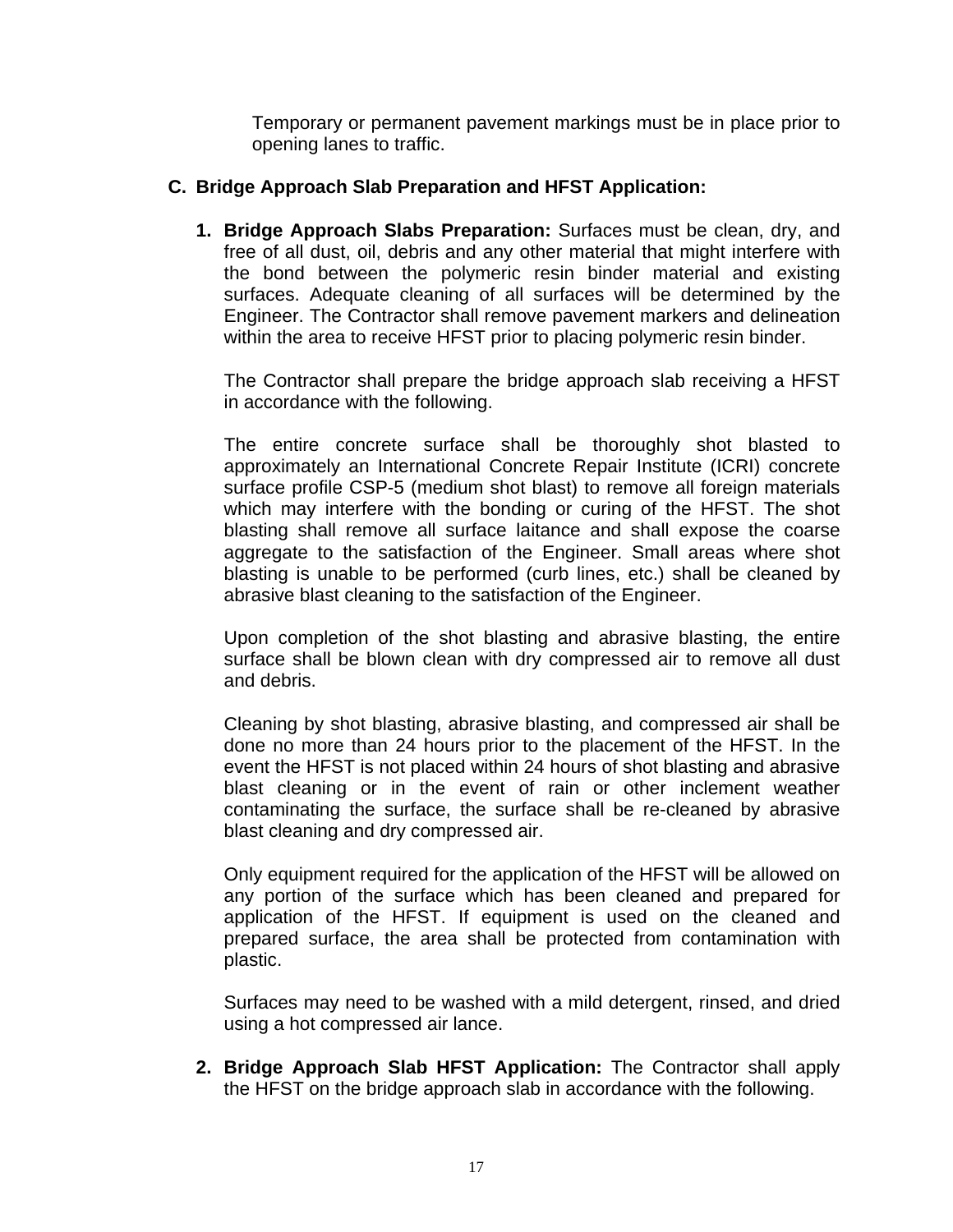Temporary or permanent pavement markings must be in place prior to opening lanes to traffic.

**C. Bridge Approach Slab Preparation and HFST Application:**

1. **Bridge Approach Slabs Preparation:** Surfaces must be clean, dry, and free of all dust, oil, debris and any other material that might interfere with the bond between the polymeric resin binder material and existing surfaces. Adequate cleaning of all surfaces will be determined by the Engineer. The Contractor shall remove pavement markers and delineation within the area to receive HFST prior to placing polymeric resin binder.

   The Contractor shall prepare the bridge approach slab receiving a HFST in accordance with the following.

   The entire concrete surface shall be thoroughly shot blasted to approximately an International Concrete Repair Institute (ICRI) concrete surface profile CSP-5 (medium shot blast) to remove all foreign materials which may interfere with the bonding or curing of the HFST. The shot blasting shall remove all surface laitance and shall expose the coarse aggregate to the satisfaction of the Engineer. Small areas where shot blasting is unable to be performed (curb lines, etc.) shall be cleaned by abrasive blast cleaning to the satisfaction of the Engineer.

   Upon completion of the shot blasting and abrasive blasting, the entire surface shall be blown clean with dry compressed air to remove all dust and debris.

   Cleaning by shot blasting, abrasive blasting, and compressed air shall be done no more than 24 hours prior to the placement of the HFST. In the event the HFST is not placed within 24 hours of shot blasting and abrasive blast cleaning or in the event of rain or other inclement weather contaminating the surface, the surface shall be re-cleaned by abrasive blast cleaning and dry compressed air.

   Only equipment required for the application of the HFST will be allowed on any portion of the surface which has been cleaned and prepared for application of the HFST. If equipment is used on the cleaned and prepared surface, the area shall be protected from contamination with plastic.

   Surfaces may need to be washed with a mild detergent, rinsed, and dried using a hot compressed air lance.

2. **Bridge Approach Slab HFST Application:** The Contractor shall apply the HFST on the bridge approach slab in accordance with the following.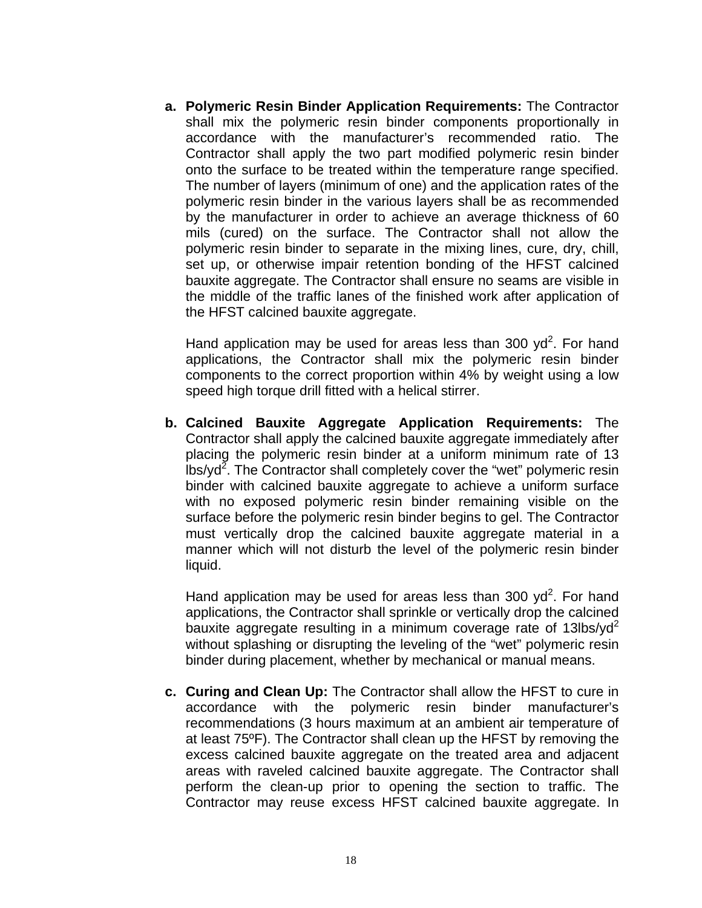a. **Polymeric Resin Binder Application Requirements:** The Contractor shall mix the polymeric resin binder components proportionally in accordance with the manufacturer's recommended ratio. The Contractor shall apply the two part modified polymeric resin binder onto the surface to be treated within the temperature range specified. The number of layers (minimum of one) and the application rates of the polymeric resin binder in the various layers shall be as recommended by the manufacturer in order to achieve an average thickness of 60 mils (cured) on the surface. The Contractor shall not allow the polymeric resin binder to separate in the mixing lines, cure, dry, chill, set up, or otherwise impair retention bonding of the HFST calcined bauxite aggregate. The Contractor shall ensure no seams are visible in the middle of the traffic lanes of the finished work after application of the HFST calcined bauxite aggregate.

   Hand application may be used for areas less than 300 $yd^2$. For hand applications, the Contractor shall mix the polymeric resin binder components to the correct proportion within 4% by weight using a low speed high torque drill fitted with a helical stirrer.

b. **Calcined Bauxite Aggregate Application Requirements:** The Contractor shall apply the calcined bauxite aggregate immediately after placing the polymeric resin binder at a uniform minimum rate of 13 $lbs/yd^2$. The Contractor shall completely cover the "wet" polymeric resin binder with calcined bauxite aggregate to achieve a uniform surface with no exposed polymeric resin binder remaining visible on the surface before the polymeric resin binder begins to gel. The Contractor must vertically drop the calcined bauxite aggregate material in a manner which will not disturb the level of the polymeric resin binder liquid.

   Hand application may be used for areas less than 300 $yd^2$. For hand applications, the Contractor shall sprinkle or vertically drop the calcined bauxite aggregate resulting in a minimum coverage rate of 13$lbs/yd^2$ without splashing or disrupting the leveling of the "wet" polymeric resin binder during placement, whether by mechanical or manual means.

c. **Curing and Clean Up:** The Contractor shall allow the HFST to cure in accordance with the polymeric resin binder manufacturer's recommendations (3 hours maximum at an ambient air temperature of at least 75ºF). The Contractor shall clean up the HFST by removing the excess calcined bauxite aggregate on the treated area and adjacent areas with raveled calcined bauxite aggregate. The Contractor shall perform the clean-up prior to opening the section to traffic. The Contractor may reuse excess HFST calcined bauxite aggregate. In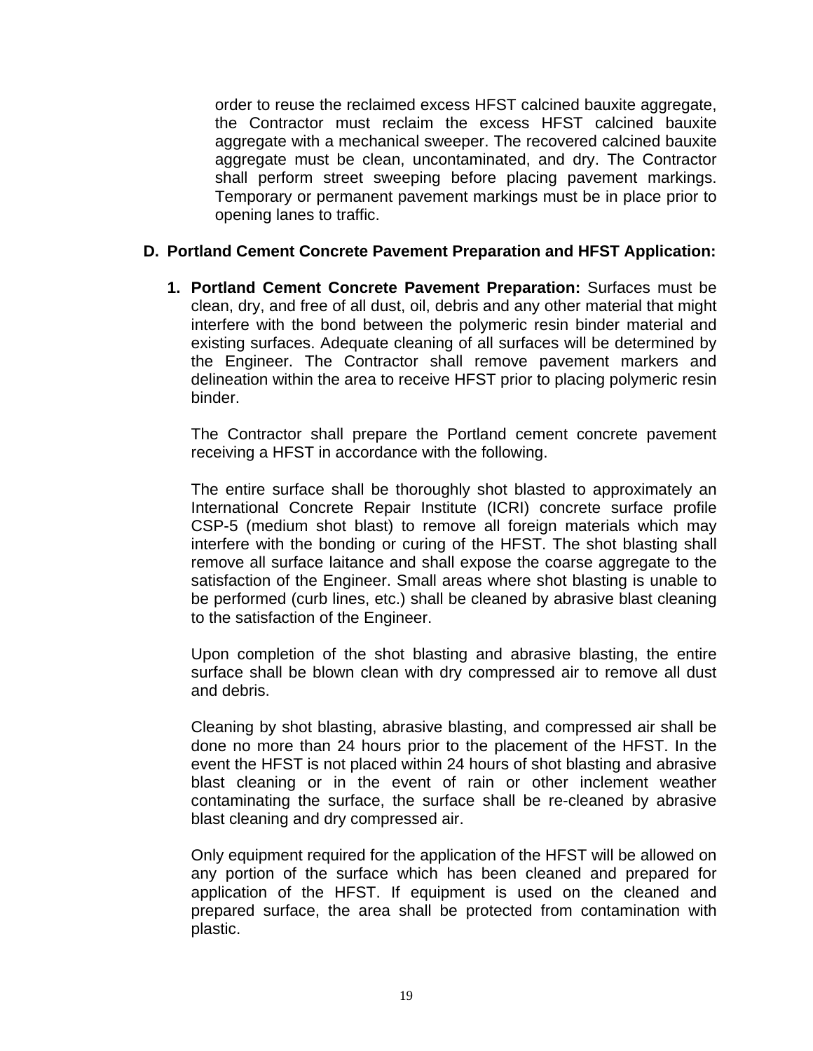order to reuse the reclaimed excess HFST calcined bauxite aggregate, the Contractor must reclaim the excess HFST calcined bauxite aggregate with a mechanical sweeper. The recovered calcined bauxite aggregate must be clean, uncontaminated, and dry. The Contractor shall perform street sweeping before placing pavement markings. Temporary or permanent pavement markings must be in place prior to opening lanes to traffic.

**D. Portland Cement Concrete Pavement Preparation and HFST Application:**

**1. Portland Cement Concrete Pavement Preparation:** Surfaces must be clean, dry, and free of all dust, oil, debris and any other material that might interfere with the bond between the polymeric resin binder material and existing surfaces. Adequate cleaning of all surfaces will be determined by the Engineer. The Contractor shall remove pavement markers and delineation within the area to receive HFST prior to placing polymeric resin binder.

The Contractor shall prepare the Portland cement concrete pavement receiving a HFST in accordance with the following.

The entire surface shall be thoroughly shot blasted to approximately an International Concrete Repair Institute (ICRI) concrete surface profile CSP-5 (medium shot blast) to remove all foreign materials which may interfere with the bonding or curing of the HFST. The shot blasting shall remove all surface laitance and shall expose the coarse aggregate to the satisfaction of the Engineer. Small areas where shot blasting is unable to be performed (curb lines, etc.) shall be cleaned by abrasive blast cleaning to the satisfaction of the Engineer.

Upon completion of the shot blasting and abrasive blasting, the entire surface shall be blown clean with dry compressed air to remove all dust and debris.

Cleaning by shot blasting, abrasive blasting, and compressed air shall be done no more than 24 hours prior to the placement of the HFST. In the event the HFST is not placed within 24 hours of shot blasting and abrasive blast cleaning or in the event of rain or other inclement weather contaminating the surface, the surface shall be re-cleaned by abrasive blast cleaning and dry compressed air.

Only equipment required for the application of the HFST will be allowed on any portion of the surface which has been cleaned and prepared for application of the HFST. If equipment is used on the cleaned and prepared surface, the area shall be protected from contamination with plastic.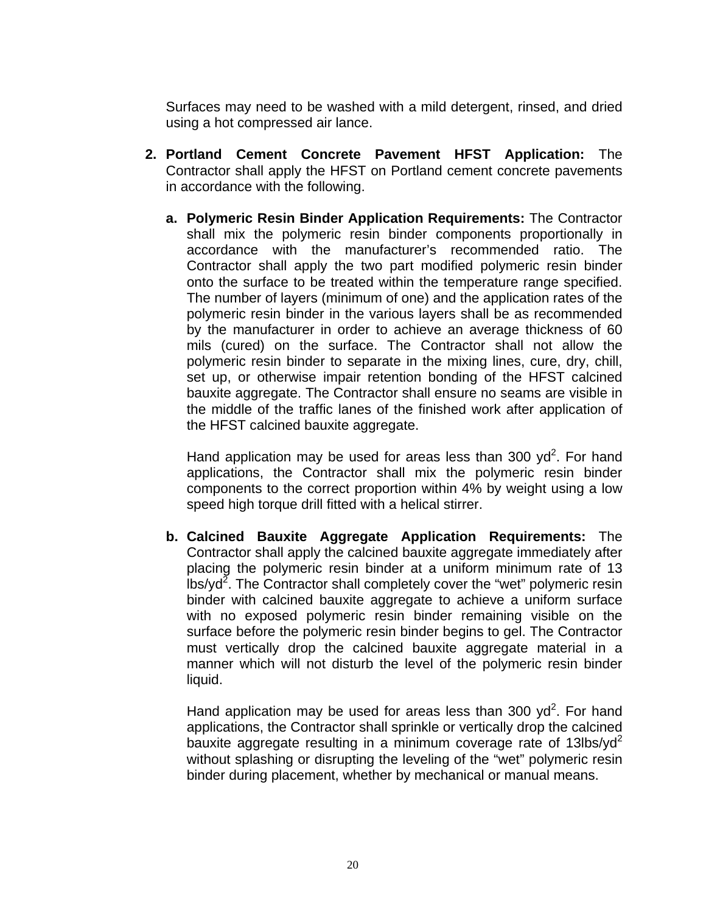Surfaces may need to be washed with a mild detergent, rinsed, and dried using a hot compressed air lance.

2. **Portland Cement Concrete Pavement HFST Application:** The Contractor shall apply the HFST on Portland cement concrete pavements in accordance with the following.

   a. **Polymeric Resin Binder Application Requirements:** The Contractor shall mix the polymeric resin binder components proportionally in accordance with the manufacturer's recommended ratio. The Contractor shall apply the two part modified polymeric resin binder onto the surface to be treated within the temperature range specified. The number of layers (minimum of one) and the application rates of the polymeric resin binder in the various layers shall be as recommended by the manufacturer in order to achieve an average thickness of 60 mils (cured) on the surface. The Contractor shall not allow the polymeric resin binder to separate in the mixing lines, cure, dry, chill, set up, or otherwise impair retention bonding of the HFST calcined bauxite aggregate. The Contractor shall ensure no seams are visible in the middle of the traffic lanes of the finished work after application of the HFST calcined bauxite aggregate.

      Hand application may be used for areas less than 300 $yd^2$. For hand applications, the Contractor shall mix the polymeric resin binder components to the correct proportion within 4% by weight using a low speed high torque drill fitted with a helical stirrer.

   b. **Calcined Bauxite Aggregate Application Requirements:** The Contractor shall apply the calcined bauxite aggregate immediately after placing the polymeric resin binder at a uniform minimum rate of 13 $lbs/yd^2$. The Contractor shall completely cover the "wet" polymeric resin binder with calcined bauxite aggregate to achieve a uniform surface with no exposed polymeric resin binder remaining visible on the surface before the polymeric resin binder begins to gel. The Contractor must vertically drop the calcined bauxite aggregate material in a manner which will not disturb the level of the polymeric resin binder liquid.

      Hand application may be used for areas less than 300 $yd^2$. For hand applications, the Contractor shall sprinkle or vertically drop the calcined bauxite aggregate resulting in a minimum coverage rate of 13$lbs/yd^2$ without splashing or disrupting the leveling of the "wet" polymeric resin binder during placement, whether by mechanical or manual means.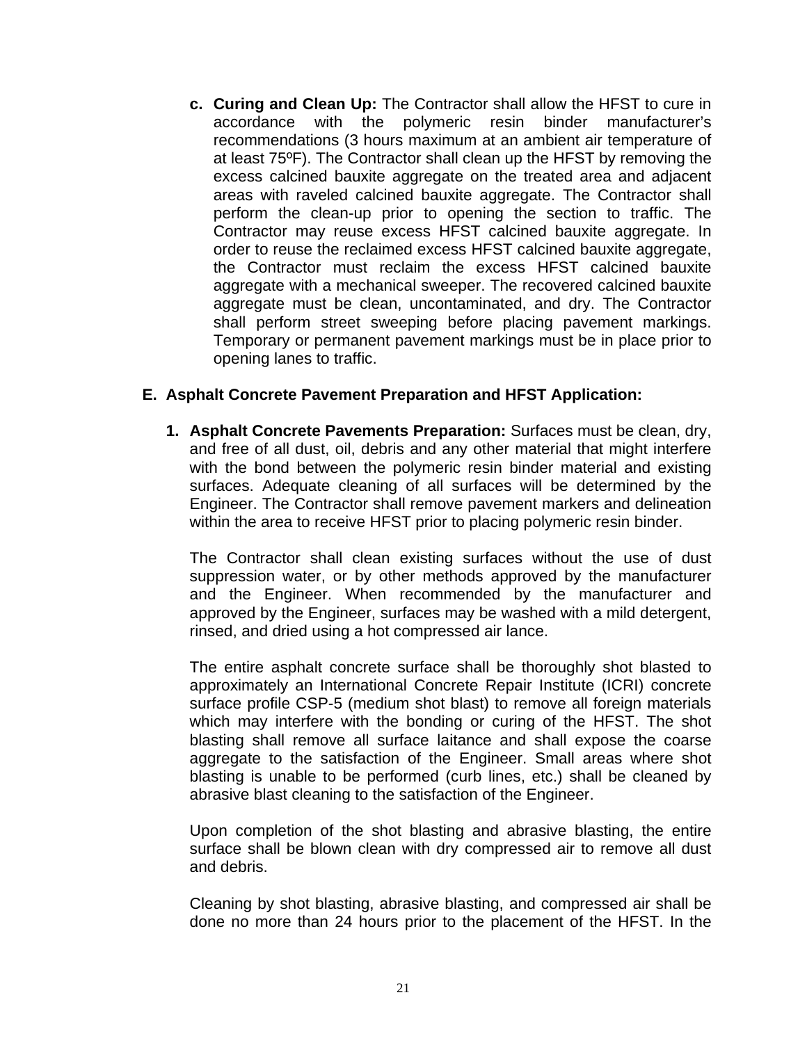c. **Curing and Clean Up:** The Contractor shall allow the HFST to cure in accordance with the polymeric resin binder manufacturer's recommendations (3 hours maximum at an ambient air temperature of at least 75ºF). The Contractor shall clean up the HFST by removing the excess calcined bauxite aggregate on the treated area and adjacent areas with raveled calcined bauxite aggregate. The Contractor shall perform the clean-up prior to opening the section to traffic. The Contractor may reuse excess HFST calcined bauxite aggregate. In order to reuse the reclaimed excess HFST calcined bauxite aggregate, the Contractor must reclaim the excess HFST calcined bauxite aggregate with a mechanical sweeper. The recovered calcined bauxite aggregate must be clean, uncontaminated, and dry. The Contractor shall perform street sweeping before placing pavement markings. Temporary or permanent pavement markings must be in place prior to opening lanes to traffic.

**E. Asphalt Concrete Pavement Preparation and HFST Application:**

1. **Asphalt Concrete Pavements Preparation:** Surfaces must be clean, dry, and free of all dust, oil, debris and any other material that might interfere with the bond between the polymeric resin binder material and existing surfaces. Adequate cleaning of all surfaces will be determined by the Engineer. The Contractor shall remove pavement markers and delineation within the area to receive HFST prior to placing polymeric resin binder.

   The Contractor shall clean existing surfaces without the use of dust suppression water, or by other methods approved by the manufacturer and the Engineer. When recommended by the manufacturer and approved by the Engineer, surfaces may be washed with a mild detergent, rinsed, and dried using a hot compressed air lance.

   The entire asphalt concrete surface shall be thoroughly shot blasted to approximately an International Concrete Repair Institute (ICRI) concrete surface profile CSP-5 (medium shot blast) to remove all foreign materials which may interfere with the bonding or curing of the HFST. The shot blasting shall remove all surface laitance and shall expose the coarse aggregate to the satisfaction of the Engineer. Small areas where shot blasting is unable to be performed (curb lines, etc.) shall be cleaned by abrasive blast cleaning to the satisfaction of the Engineer.

   Upon completion of the shot blasting and abrasive blasting, the entire surface shall be blown clean with dry compressed air to remove all dust and debris.

   Cleaning by shot blasting, abrasive blasting, and compressed air shall be done no more than 24 hours prior to the placement of the HFST. In the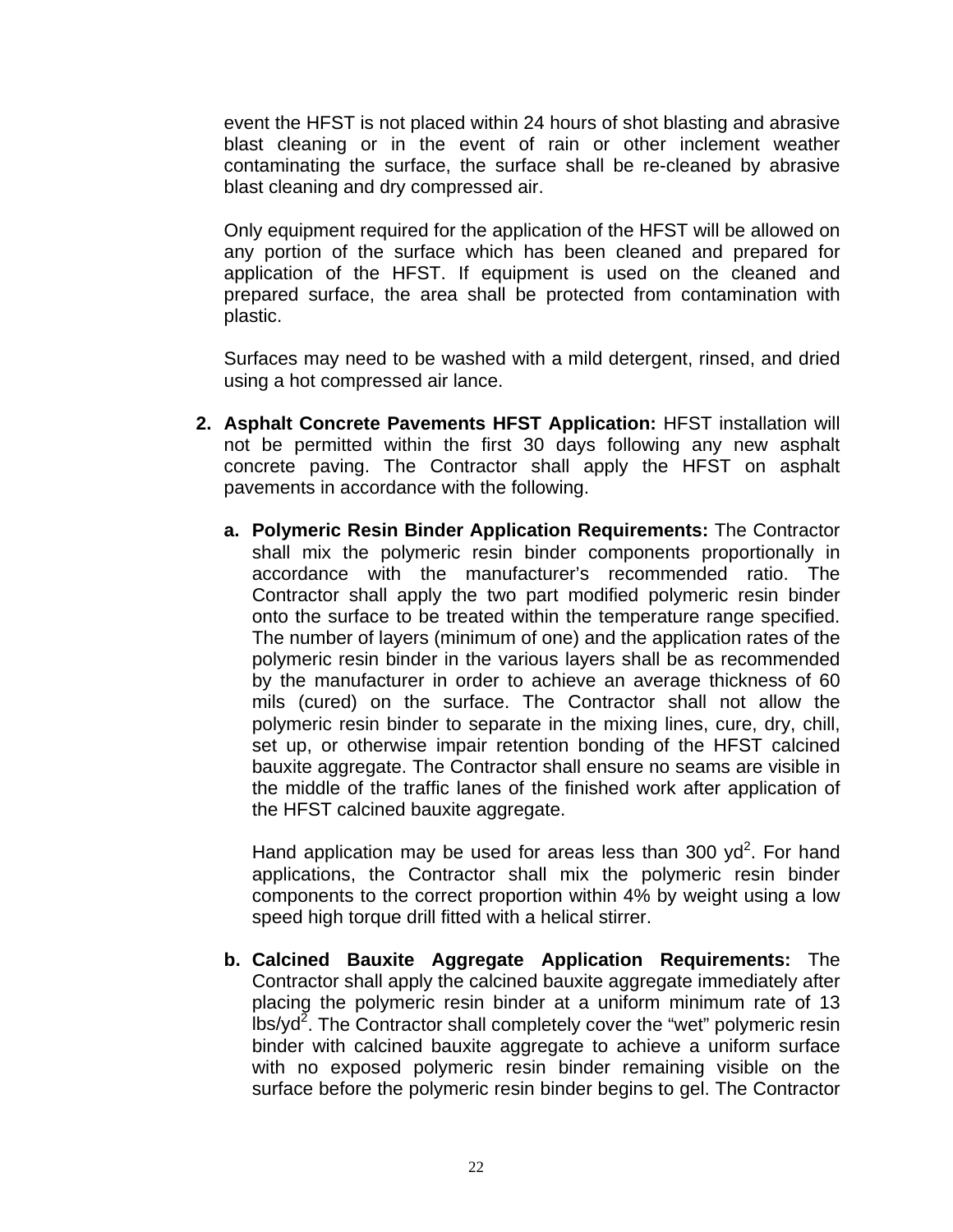event the HFST is not placed within 24 hours of shot blasting and abrasive blast cleaning or in the event of rain or other inclement weather contaminating the surface, the surface shall be re-cleaned by abrasive blast cleaning and dry compressed air.

Only equipment required for the application of the HFST will be allowed on any portion of the surface which has been cleaned and prepared for application of the HFST. If equipment is used on the cleaned and prepared surface, the area shall be protected from contamination with plastic.

Surfaces may need to be washed with a mild detergent, rinsed, and dried using a hot compressed air lance.

2. **Asphalt Concrete Pavements HFST Application:** HFST installation will not be permitted within the first 30 days following any new asphalt concrete paving. The Contractor shall apply the HFST on asphalt pavements in accordance with the following.

   a. **Polymeric Resin Binder Application Requirements:** The Contractor shall mix the polymeric resin binder components proportionally in accordance with the manufacturer's recommended ratio. The Contractor shall apply the two part modified polymeric resin binder onto the surface to be treated within the temperature range specified. The number of layers (minimum of one) and the application rates of the polymeric resin binder in the various layers shall be as recommended by the manufacturer in order to achieve an average thickness of 60 mils (cured) on the surface. The Contractor shall not allow the polymeric resin binder to separate in the mixing lines, cure, dry, chill, set up, or otherwise impair retention bonding of the HFST calcined bauxite aggregate. The Contractor shall ensure no seams are visible in the middle of the traffic lanes of the finished work after application of the HFST calcined bauxite aggregate.

      Hand application may be used for areas less than 300 $yd^2$. For hand applications, the Contractor shall mix the polymeric resin binder components to the correct proportion within 4% by weight using a low speed high torque drill fitted with a helical stirrer.

   b. **Calcined Bauxite Aggregate Application Requirements:** The Contractor shall apply the calcined bauxite aggregate immediately after placing the polymeric resin binder at a uniform minimum rate of 13 $lbs/yd^2$. The Contractor shall completely cover the "wet" polymeric resin binder with calcined bauxite aggregate to achieve a uniform surface with no exposed polymeric resin binder remaining visible on the surface before the polymeric resin binder begins to gel. The Contractor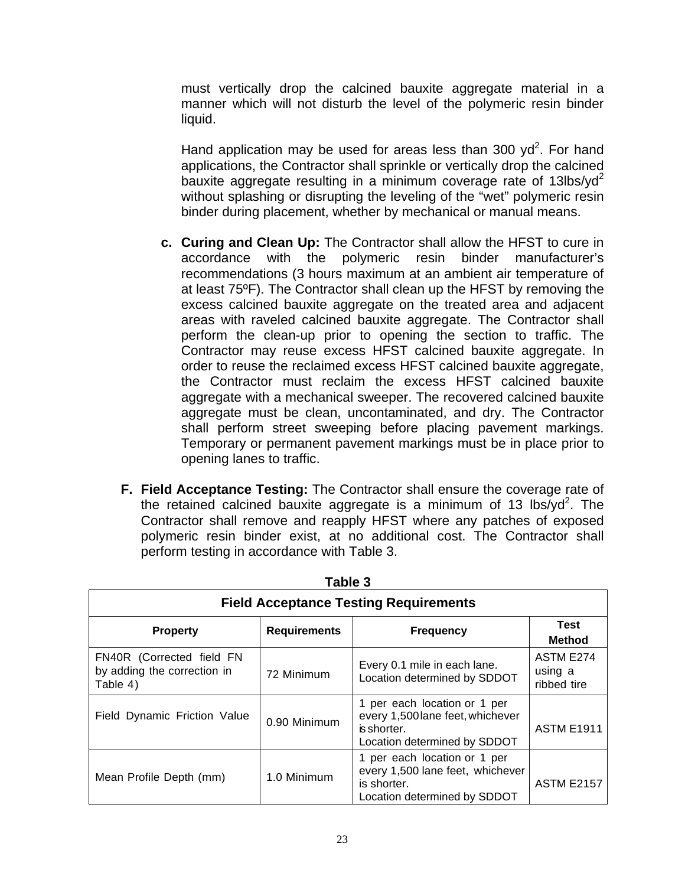must vertically drop the calcined bauxite aggregate material in a manner which will not disturb the level of the polymeric resin binder liquid.

Hand application may be used for areas less than 300 $yd^2$. For hand applications, the Contractor shall sprinkle or vertically drop the calcined bauxite aggregate resulting in a minimum coverage rate of 13lbs/$yd^2$ without splashing or disrupting the leveling of the "wet" polymeric resin binder during placement, whether by mechanical or manual means.

**c. Curing and Clean Up:** The Contractor shall allow the HFST to cure in accordance with the polymeric resin binder manufacturer's recommendations (3 hours maximum at an ambient air temperature of at least 75ºF). The Contractor shall clean up the HFST by removing the excess calcined bauxite aggregate on the treated area and adjacent areas with raveled calcined bauxite aggregate. The Contractor shall perform the clean-up prior to opening the section to traffic. The Contractor may reuse excess HFST calcined bauxite aggregate. In order to reuse the reclaimed excess HFST calcined bauxite aggregate, the Contractor must reclaim the excess HFST calcined bauxite aggregate with a mechanical sweeper. The recovered calcined bauxite aggregate must be clean, uncontaminated, and dry. The Contractor shall perform street sweeping before placing pavement markings. Temporary or permanent pavement markings must be in place prior to opening lanes to traffic.

**F. Field Acceptance Testing:** The Contractor shall ensure the coverage rate of the retained calcined bauxite aggregate is a minimum of 13 lbs/$yd^2$. The Contractor shall remove and reapply HFST where any patches of exposed polymeric resin binder exist, at no additional cost. The Contractor shall perform testing in accordance with Table 3.

**Table 3**

| Field Acceptance Testing Requirements | | | |
|---|---|---|---|
| **Property** | **Requirements** | **Frequency** | **Test Method** |
| FN40R (Corrected field FN by adding the correction in Table 4) | 72 Minimum | Every 0.1 mile in each lane. Location determined by SDDOT | ASTM E274 using a ribbed tire |
| Field Dynamic Friction Value | 0.90 Minimum | 1 per each location or 1 per every 1,500 lane feet, whichever is shorter. Location determined by SDDOT | ASTM E1911 |
| Mean Profile Depth (mm) | 1.0 Minimum | 1 per each location or 1 per every 1,500 lane feet, whichever is shorter. Location determined by SDDOT | ASTM E2157 |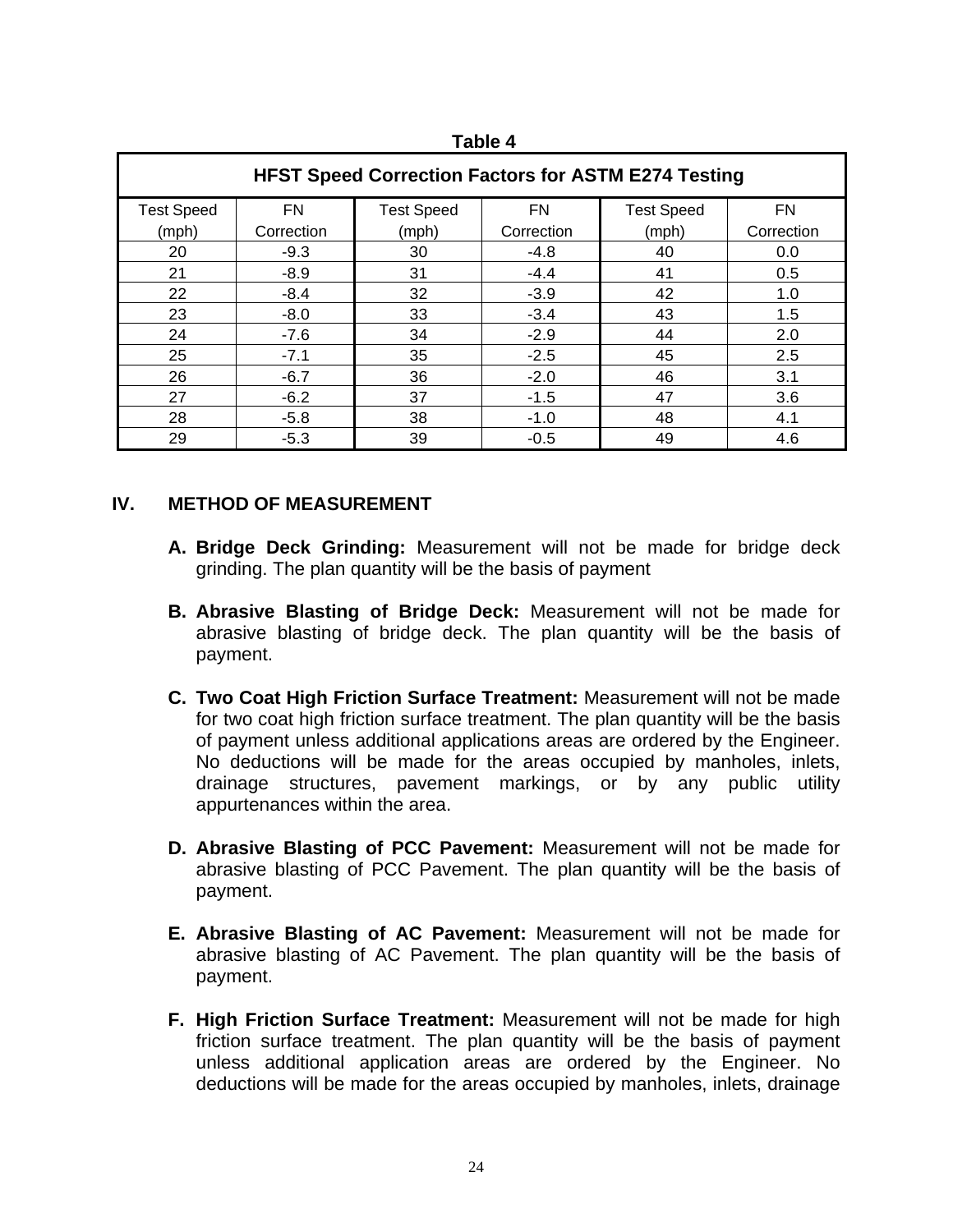**Table 4**

| HFST Speed Correction Factors for ASTM E274 Testing | | | | | |
|---|---|---|---|---|---|
| Test Speed (mph) | FN Correction | Test Speed (mph) | FN Correction | Test Speed (mph) | FN Correction |
| 20 | -9.3 | 30 | -4.8 | 40 | 0.0 |
| 21 | -8.9 | 31 | -4.4 | 41 | 0.5 |
| 22 | -8.4 | 32 | -3.9 | 42 | 1.0 |
| 23 | -8.0 | 33 | -3.4 | 43 | 1.5 |
| 24 | -7.6 | 34 | -2.9 | 44 | 2.0 |
| 25 | -7.1 | 35 | -2.5 | 45 | 2.5 |
| 26 | -6.7 | 36 | -2.0 | 46 | 3.1 |
| 27 | -6.2 | 37 | -1.5 | 47 | 3.6 |
| 28 | -5.8 | 38 | -1.0 | 48 | 4.1 |
| 29 | -5.3 | 39 | -0.5 | 49 | 4.6 |

## IV. METHOD OF MEASUREMENT

**A. Bridge Deck Grinding:** Measurement will not be made for bridge deck grinding. The plan quantity will be the basis of payment

**B. Abrasive Blasting of Bridge Deck:** Measurement will not be made for abrasive blasting of bridge deck. The plan quantity will be the basis of payment.

**C. Two Coat High Friction Surface Treatment:** Measurement will not be made for two coat high friction surface treatment. The plan quantity will be the basis of payment unless additional applications areas are ordered by the Engineer. No deductions will be made for the areas occupied by manholes, inlets, drainage structures, pavement markings, or by any public utility appurtenances within the area.

**D. Abrasive Blasting of PCC Pavement:** Measurement will not be made for abrasive blasting of PCC Pavement. The plan quantity will be the basis of payment.

**E. Abrasive Blasting of AC Pavement:** Measurement will not be made for abrasive blasting of AC Pavement. The plan quantity will be the basis of payment.

**F. High Friction Surface Treatment:** Measurement will not be made for high friction surface treatment. The plan quantity will be the basis of payment unless additional application areas are ordered by the Engineer. No deductions will be made for the areas occupied by manholes, inlets, drainage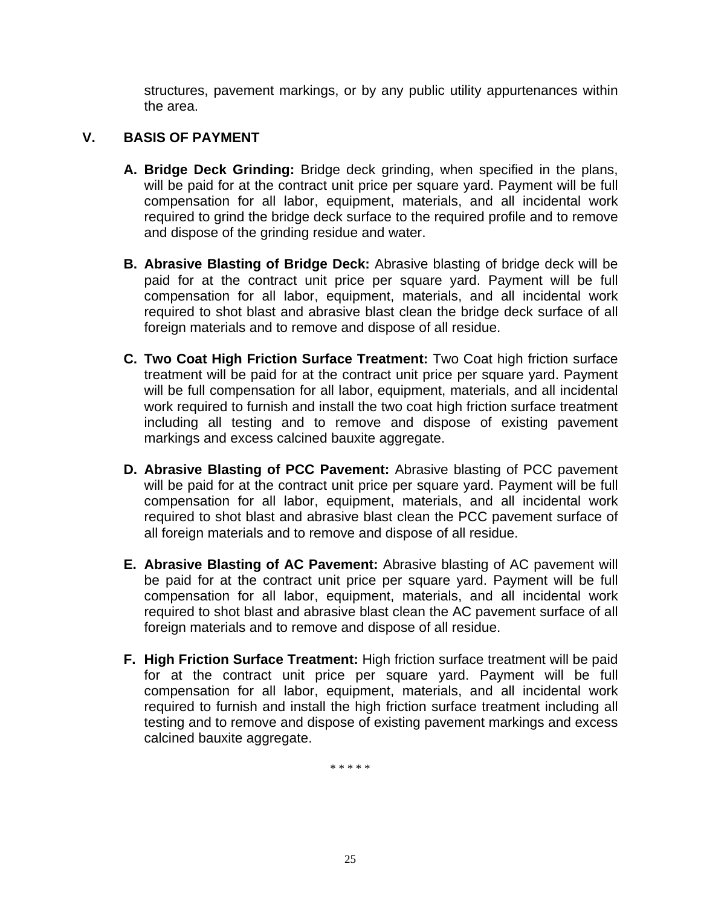structures, pavement markings, or by any public utility appurtenances within the area.

## V. BASIS OF PAYMENT

**A. Bridge Deck Grinding:** Bridge deck grinding, when specified in the plans, will be paid for at the contract unit price per square yard. Payment will be full compensation for all labor, equipment, materials, and all incidental work required to grind the bridge deck surface to the required profile and to remove and dispose of the grinding residue and water.

**B. Abrasive Blasting of Bridge Deck:** Abrasive blasting of bridge deck will be paid for at the contract unit price per square yard. Payment will be full compensation for all labor, equipment, materials, and all incidental work required to shot blast and abrasive blast clean the bridge deck surface of all foreign materials and to remove and dispose of all residue.

**C. Two Coat High Friction Surface Treatment:** Two Coat high friction surface treatment will be paid for at the contract unit price per square yard. Payment will be full compensation for all labor, equipment, materials, and all incidental work required to furnish and install the two coat high friction surface treatment including all testing and to remove and dispose of existing pavement markings and excess calcined bauxite aggregate.

**D. Abrasive Blasting of PCC Pavement:** Abrasive blasting of PCC pavement will be paid for at the contract unit price per square yard. Payment will be full compensation for all labor, equipment, materials, and all incidental work required to shot blast and abrasive blast clean the PCC pavement surface of all foreign materials and to remove and dispose of all residue.

**E. Abrasive Blasting of AC Pavement:** Abrasive blasting of AC pavement will be paid for at the contract unit price per square yard. Payment will be full compensation for all labor, equipment, materials, and all incidental work required to shot blast and abrasive blast clean the AC pavement surface of all foreign materials and to remove and dispose of all residue.

**F. High Friction Surface Treatment:** High friction surface treatment will be paid for at the contract unit price per square yard. Payment will be full compensation for all labor, equipment, materials, and all incidental work required to furnish and install the high friction surface treatment including all testing and to remove and dispose of existing pavement markings and excess calcined bauxite aggregate.

* * * * *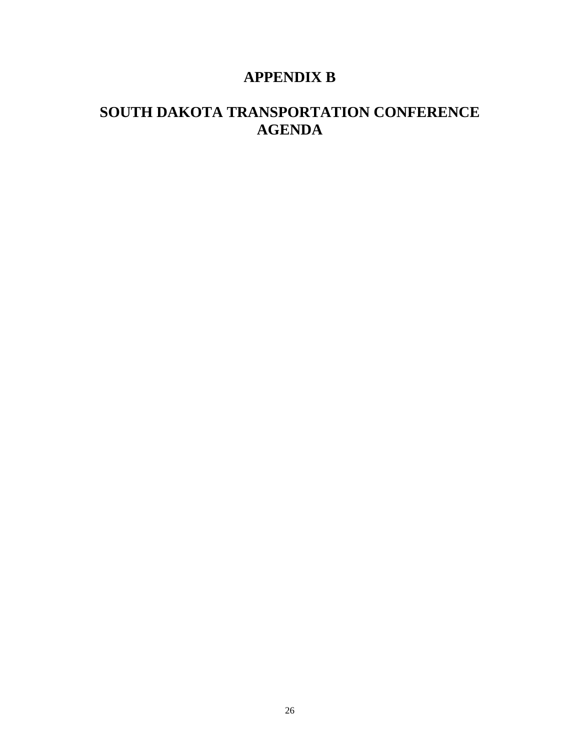# APPENDIX B

# SOUTH DAKOTA TRANSPORTATION CONFERENCE AGENDA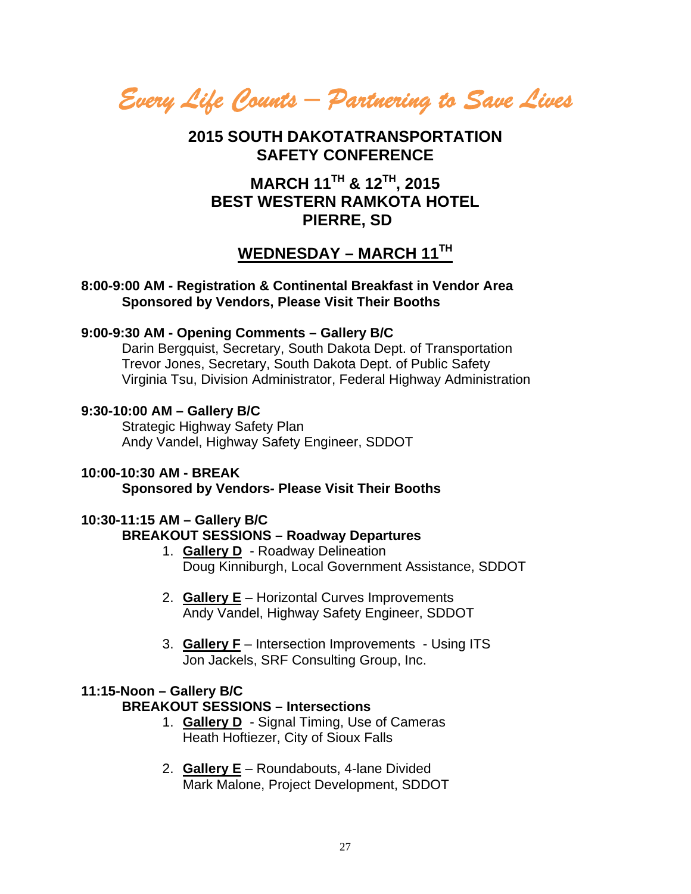*Every Life Counts – Partnering to Save Lives*

## 2015 SOUTH DAKOTATRANSPORTATION SAFETY CONFERENCE

## MARCH 11TH & 12TH, 2015
## BEST WESTERN RAMKOTA HOTEL
## PIERRE, SD

## WEDNESDAY – MARCH 11TH

**8:00-9:00 AM - Registration & Continental Breakfast in Vendor Area**
**Sponsored by Vendors, Please Visit Their Booths**

**9:00-9:30 AM - Opening Comments – Gallery B/C**
Darin Bergquist, Secretary, South Dakota Dept. of Transportation
Trevor Jones, Secretary, South Dakota Dept. of Public Safety
Virginia Tsu, Division Administrator, Federal Highway Administration

**9:30-10:00 AM – Gallery B/C**
Strategic Highway Safety Plan
Andy Vandel, Highway Safety Engineer, SDDOT

**10:00-10:30 AM - BREAK**
**Sponsored by Vendors- Please Visit Their Booths**

**10:30-11:15 AM – Gallery B/C**
**BREAKOUT SESSIONS – Roadway Departures**

1. **Gallery D** - Roadway Delineation
   Doug Kinniburgh, Local Government Assistance, SDDOT

2. **Gallery E** – Horizontal Curves Improvements
   Andy Vandel, Highway Safety Engineer, SDDOT

3. **Gallery F** – Intersection Improvements - Using ITS
   Jon Jackels, SRF Consulting Group, Inc.

**11:15-Noon – Gallery B/C**
**BREAKOUT SESSIONS – Intersections**

1. **Gallery D** - Signal Timing, Use of Cameras
   Heath Hoftiezer, City of Sioux Falls

2. **Gallery E** – Roundabouts, 4-lane Divided
   Mark Malone, Project Development, SDDOT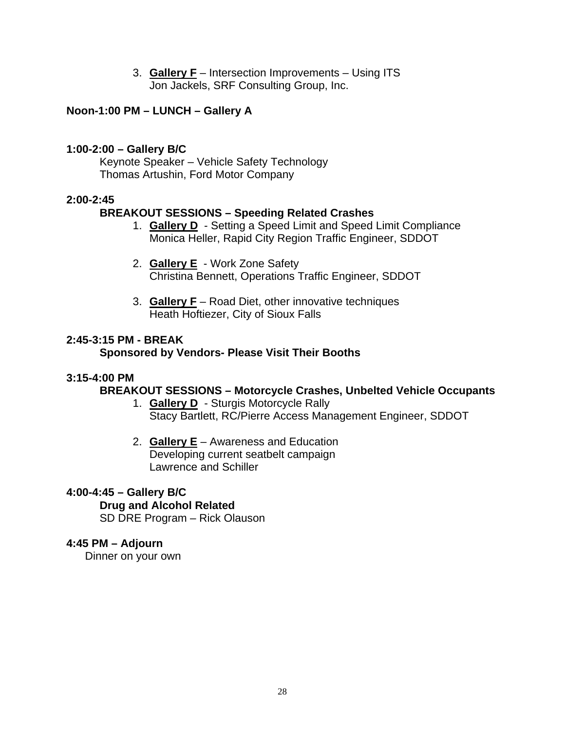3. **Gallery F** – Intersection Improvements – Using ITS
   Jon Jackels, SRF Consulting Group, Inc.

**Noon-1:00 PM – LUNCH – Gallery A**

**1:00-2:00 – Gallery B/C**

Keynote Speaker – Vehicle Safety Technology
Thomas Artushin, Ford Motor Company

**2:00-2:45**

**BREAKOUT SESSIONS – Speeding Related Crashes**

1. **Gallery D** - Setting a Speed Limit and Speed Limit Compliance
   Monica Heller, Rapid City Region Traffic Engineer, SDDOT

2. **Gallery E** - Work Zone Safety
   Christina Bennett, Operations Traffic Engineer, SDDOT

3. **Gallery F** – Road Diet, other innovative techniques
   Heath Hoftiezer, City of Sioux Falls

**2:45-3:15 PM - BREAK**

**Sponsored by Vendors- Please Visit Their Booths**

**3:15-4:00 PM**

**BREAKOUT SESSIONS – Motorcycle Crashes, Unbelted Vehicle Occupants**

1. **Gallery D** - Sturgis Motorcycle Rally
   Stacy Bartlett, RC/Pierre Access Management Engineer, SDDOT

2. **Gallery E** – Awareness and Education
   Developing current seatbelt campaign
   Lawrence and Schiller

**4:00-4:45 – Gallery B/C**

**Drug and Alcohol Related**

SD DRE Program – Rick Olauson

**4:45 PM – Adjourn**

Dinner on your own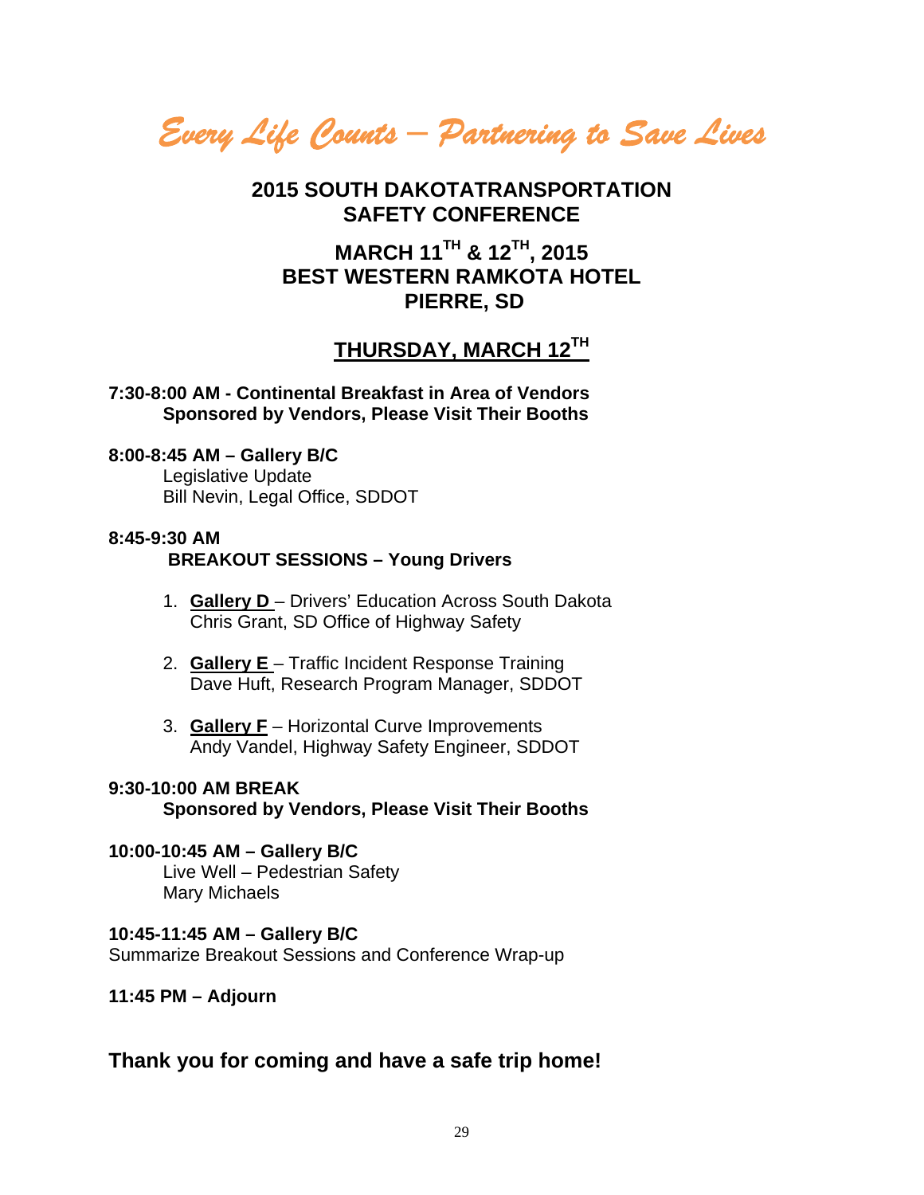*Every Life Counts – Partnering to Save Lives*

## 2015 SOUTH DAKOTATRANSPORTATION SAFETY CONFERENCE

## MARCH 11TH & 12TH, 2015
## BEST WESTERN RAMKOTA HOTEL
## PIERRE, SD

## THURSDAY, MARCH 12TH

**7:30-8:00 AM - Continental Breakfast in Area of Vendors**
**Sponsored by Vendors, Please Visit Their Booths**

**8:00-8:45 AM – Gallery B/C**
Legislative Update
Bill Nevin, Legal Office, SDDOT

**8:45-9:30 AM**
**BREAKOUT SESSIONS – Young Drivers**

1. **Gallery D** – Drivers' Education Across South Dakota
   Chris Grant, SD Office of Highway Safety

2. **Gallery E** – Traffic Incident Response Training
   Dave Huft, Research Program Manager, SDDOT

3. **Gallery F** – Horizontal Curve Improvements
   Andy Vandel, Highway Safety Engineer, SDDOT

**9:30-10:00 AM BREAK**
**Sponsored by Vendors, Please Visit Their Booths**

**10:00-10:45 AM – Gallery B/C**
Live Well – Pedestrian Safety
Mary Michaels

**10:45-11:45 AM – Gallery B/C**
Summarize Breakout Sessions and Conference Wrap-up

**11:45 PM – Adjourn**

### Thank you for coming and have a safe trip home!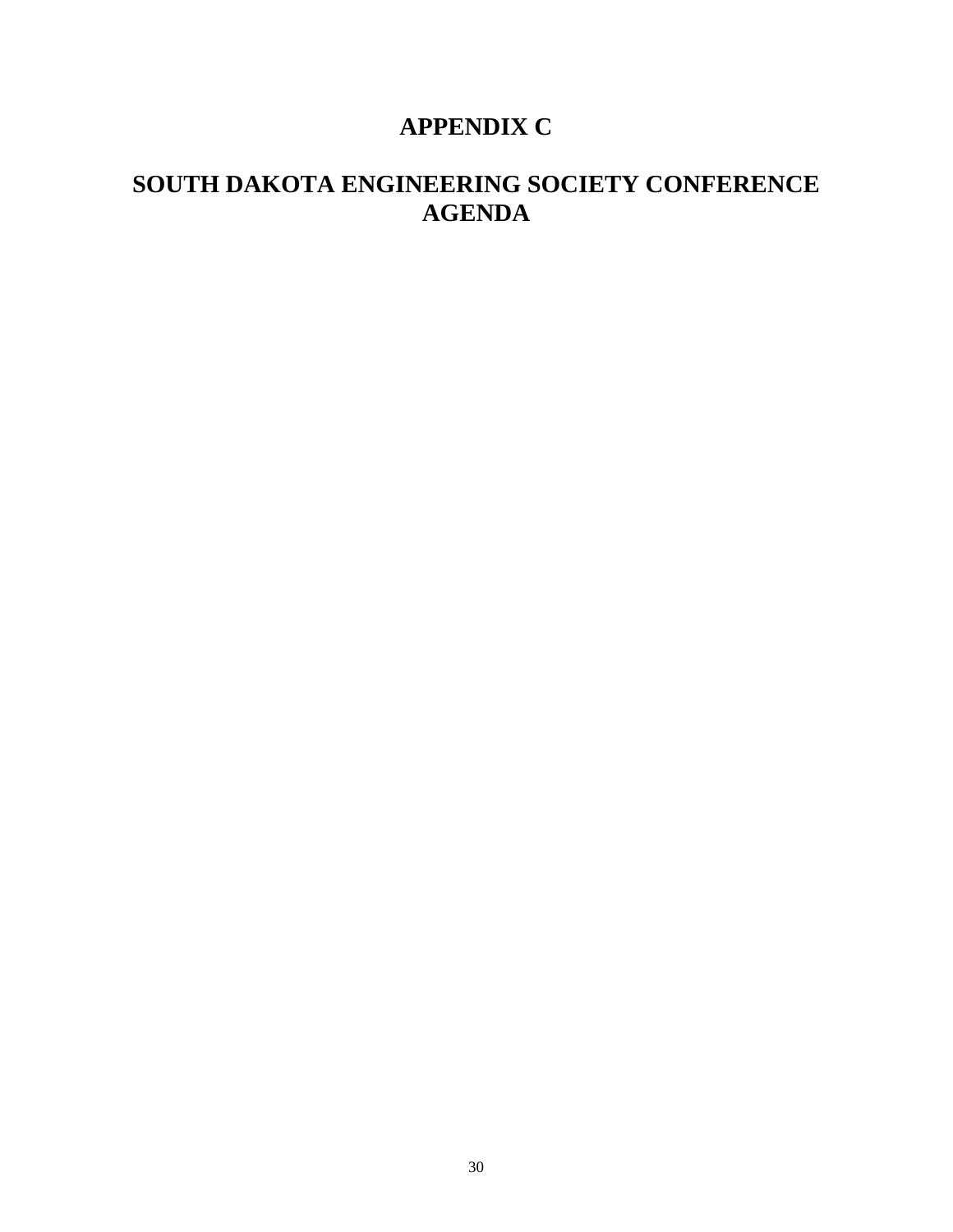# APPENDIX C

# SOUTH DAKOTA ENGINEERING SOCIETY CONFERENCE AGENDA